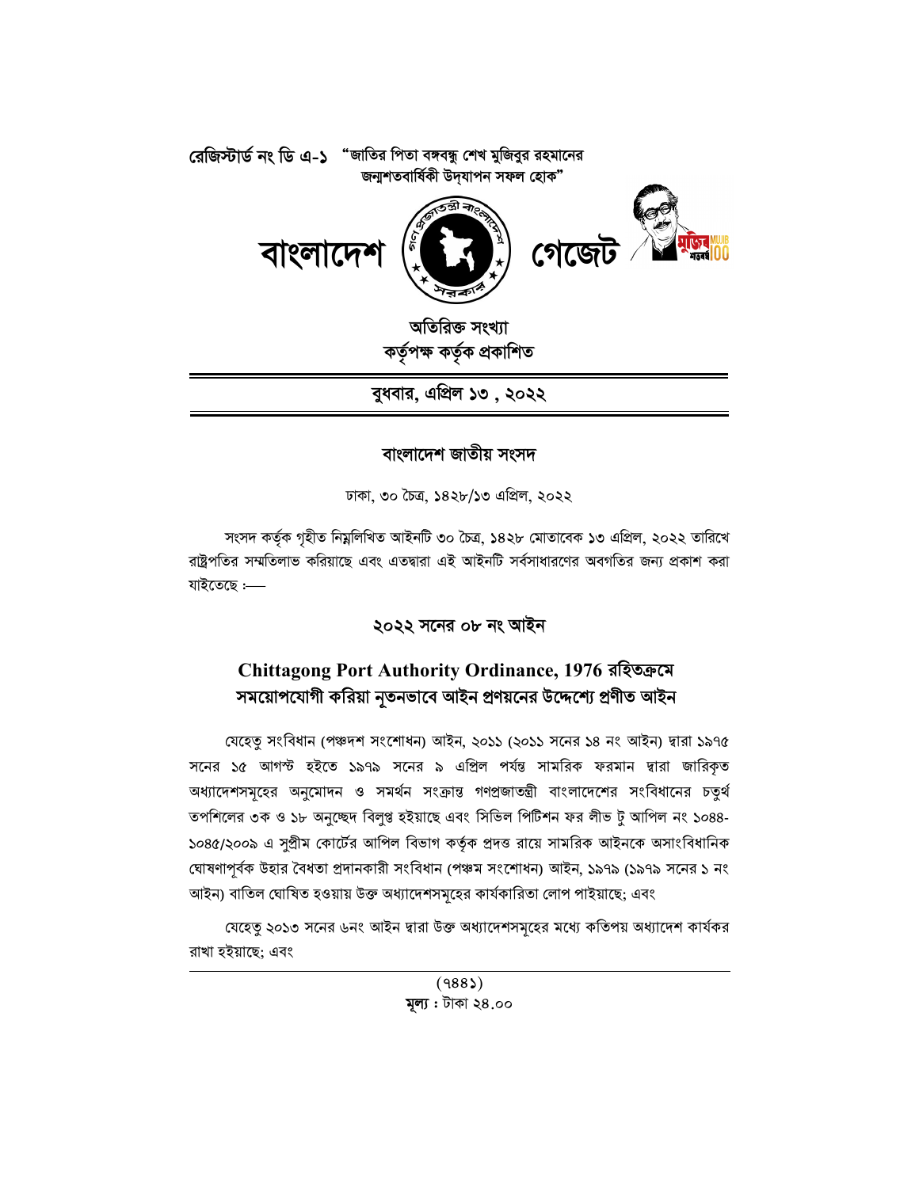রেজিস্টার্ড নং ডি এ-১ "জাতির পিতা বঙ্গবন্ধু শেখ মুজিবুর রহমানের জন্মশতবার্ষিকী উদ্‌যাপন সফল হোক"

# বাংলাদেশ গেজেট

অতিরিক্ত সংখ্যা
কর্তৃপক্ষ কর্তৃক প্রকাশিত

**বুধবার, এপ্রিল ১৩ , ২০২২**

## বাংলাদেশ জাতীয় সংসদ

ঢাকা, ৩০ চৈত্র, ১৪২৮/১৩ এপ্রিল, ২০২২

সংসদ কর্তৃক গৃহীত নিম্নলিখিত আইনটি ৩০ চৈত্র, ১৪২৮ মোতাবেক ১৩ এপ্রিল, ২০২২ তারিখে রাষ্ট্রপতির সম্মতিলাভ করিয়াছে এবং এতদ্বারা এই আইনটি সর্বসাধারণের অবগতির জন্য প্রকাশ করা যাইতেছে :—

## ২০২২ সনের ০৮ নং আইন

## Chittagong Port Authority Ordinance, 1976 রহিতক্রমে সময়োপযোগী করিয়া নূতনভাবে আইন প্রণয়নের উদ্দেশ্যে প্রণীত আইন

যেহেতু সংবিধান (পঞ্চদশ সংশোধন) আইন, ২০১১ (২০১১ সনের ১৪ নং আইন) দ্বারা ১৯৭৫ সনের ১৫ আগস্ট হইতে ১৯৭৯ সনের ৯ এপ্রিল পর্যন্ত সামরিক ফরমান দ্বারা জারিকৃত অধ্যাদেশসমূহের অনুমোদন ও সমর্থন সংক্রান্ত গণপ্রজাতন্ত্রী বাংলাদেশের সংবিধানের চতুর্থ তপশিলের ৩ক ও ১৮ অনুচ্ছেদ বিলুপ্ত হইয়াছে এবং সিভিল পিটিশন ফর লীভ টু আপিল নং ১০৪৪-১০৪৫/২০০৯ এ সুপ্রীম কোর্টের আপিল বিভাগ কর্তৃক প্রদত্ত রায়ে সামরিক আইনকে অসাংবিধানিক ঘোষণাপূর্বক উহার বৈধতা প্রদানকারী সংবিধান (পঞ্চম সংশোধন) আইন, ১৯৭৯ (১৯৭৯ সনের ১ নং আইন) বাতিল ঘোষিত হওয়ায় উক্ত অধ্যাদেশসমূহের কার্যকারিতা লোপ পাইয়াছে; এবং

যেহেতু ২০১৩ সনের ৬নং আইন দ্বারা উক্ত অধ্যাদেশসমূহের মধ্যে কতিপয় অধ্যাদেশ কার্যকর রাখা হইয়াছে; এবং

(৭৪৪১)
মূল্য : টাকা ২৪.০০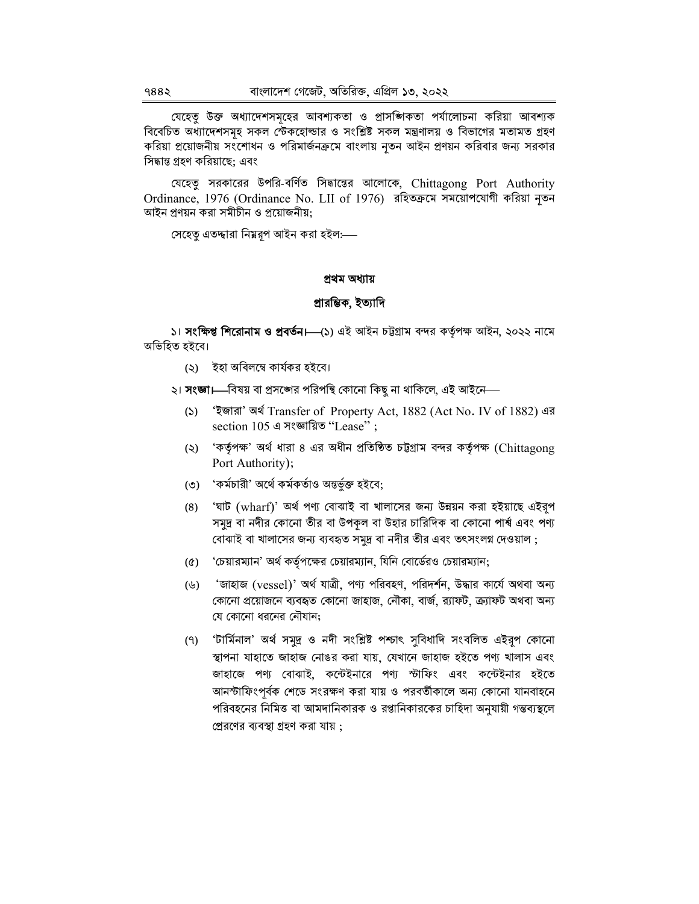যেহেতু উক্ত অধ্যাদেশসমূহের আবশ্যকতা ও প্রাসঙ্গিকতা পর্যালোচনা করিয়া আবশ্যক বিবেচিত অধ্যাদেশসমূহ সকল স্টেকহোল্ডার ও সংশ্লিষ্ট সকল মন্ত্রণালয় ও বিভাগের মতামত গ্রহণ করিয়া প্রয়োজনীয় সংশোধন ও পরিমার্জনক্রমে বাংলায় নূতন আইন প্রণয়ন করিবার জন্য সরকার সিদ্ধান্ত গ্রহণ করিয়াছে; এবং

যেহেতু সরকারের উপরি-বর্ণিত সিদ্ধান্তের আলোকে, Chittagong Port Authority Ordinance, 1976 (Ordinance No. LII of 1976) রহিতক্রমে সময়োপযোগী করিয়া নূতন আইন প্রণয়ন করা সমীচীন ও প্রয়োজনীয়;

সেহেতু এতদ্দ্বারা নিম্নরূপ আইন করা হইল:—

## প্রথম অধ্যায়

## প্রারম্ভিক, ইত্যাদি

১। **সংক্ষিপ্ত শিরোনাম ও প্রবর্তন।**—(১) এই আইন চট্টগ্রাম বন্দর কর্তৃপক্ষ আইন, ২০২২ নামে অভিহিত হইবে।

(২) ইহা অবিলম্বে কার্যকর হইবে।

২। **সংজ্ঞা।**—বিষয় বা প্রসঙ্গের পরিপন্থি কোনো কিছু না থাকিলে, এই আইনে—

(১) 'ইজারা' অর্থ Transfer of Property Act, 1882 (Act No. IV of 1882) এর section 105 এ সংজ্ঞায়িত "Lease" ;

(২) 'কর্তৃপক্ষ' অর্থ ধারা ৪ এর অধীন প্রতিষ্ঠিত চট্টগ্রাম বন্দর কর্তৃপক্ষ (Chittagong Port Authority);

(৩) 'কর্মচারী' অর্থে কর্মকর্তাও অন্তর্ভুক্ত হইবে;

(৪) 'ঘাট (wharf)' অর্থ পণ্য বোঝাই বা খালাসের জন্য উন্নয়ন করা হইয়াছে এইরূপ সমুদ্র বা নদীর কোনো তীর বা উপকূল বা উহার চারিদিক বা কোনো পার্শ্ব এবং পণ্য বোঝাই বা খালাসের জন্য ব্যবহৃত সমুদ্র বা নদীর তীর এবং তৎসংলগ্ন দেওয়াল ;

(৫) 'চেয়ারম্যান' অর্থ কর্তৃপক্ষের চেয়ারম্যান, যিনি বোর্ডেরও চেয়ারম্যান;

(৬) 'জাহাজ (vessel)' অর্থ যাত্রী, পণ্য পরিবহণ, পরিদর্শন, উদ্ধার কার্যে অথবা অন্য কোনো প্রয়োজনে ব্যবহৃত কোনো জাহাজ, নৌকা, বার্জ, র‍্যাফট, ক্র্যাফট অথবা অন্য যে কোনো ধরনের নৌযান;

(৭) 'টার্মিনাল' অর্থ সমুদ্র ও নদী সংশ্লিষ্ট পশ্চাৎ সুবিধাদি সংবলিত এইরূপ কোনো স্থাপনা যাহাতে জাহাজ নোঙর করা যায়, যেখানে জাহাজ হইতে পণ্য খালাস এবং জাহাজে পণ্য বোঝাই, কন্টেইনারে পণ্য স্টাফিং এবং কন্টেইনার হইতে আনস্টাফিংপূর্বক শেডে সংরক্ষণ করা যায় ও পরবর্তীকালে অন্য কোনো যানবাহনে পরিবহনের নিমিত্ত বা আমদানিকারক ও রপ্তানিকারকের চাহিদা অনুযায়ী গন্তব্যস্থলে প্রেরণের ব্যবস্থা গ্রহণ করা যায় ;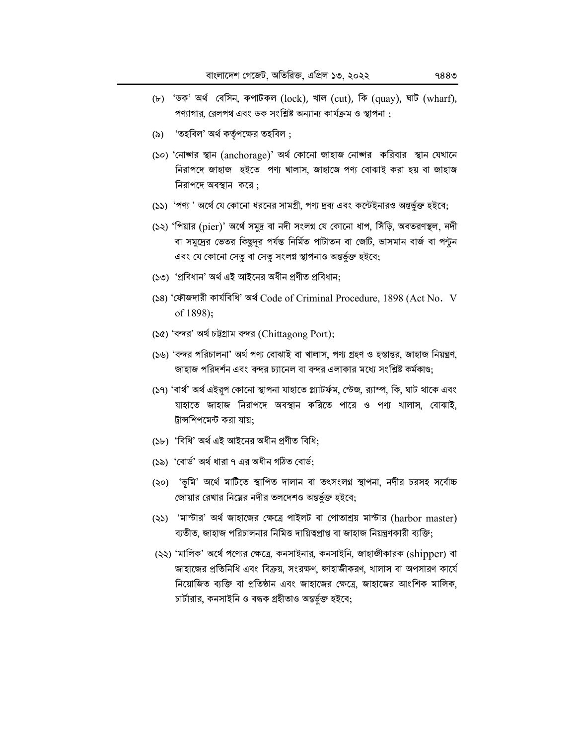(৮) 'ডক' অর্থ বেসিন, কপাটকল (lock), খাল (cut), কি (quay), ঘাট (wharf), পণ্যাগার, রেলপথ এবং ডক সংশ্লিষ্ট অন্যান্য কার্যক্রম ও স্থাপনা ;

(৯) 'তহবিল' অর্থ কর্তৃপক্ষের তহবিল ;

(১০) 'নোঙ্গর স্থান (anchorage)' অর্থ কোনো জাহাজ নোঙ্গর করিবার স্থান যেখানে নিরাপদে জাহাজ হইতে পণ্য খালাস, জাহাজে পণ্য বোঝাই করা হয় বা জাহাজ নিরাপদে অবস্থান করে ;

(১১) 'পণ্য ' অর্থে যে কোনো ধরনের সামগ্রী, পণ্য দ্রব্য এবং কন্টেইনারও অন্তর্ভুক্ত হইবে;

(১২) 'পিয়ার (pier)' অর্থে সমুদ্র বা নদী সংলগ্ন যে কোনো ধাপ, সিঁড়ি, অবতরণস্থল, নদী বা সমুদ্রের ভেতর কিছুদূর পর্যন্ত নির্মিত পাটাতন বা জেটি, ভাসমান বার্জ বা পন্টুন এবং যে কোনো সেতু বা সেতু সংলগ্ন স্থাপনাও অন্তর্ভুক্ত হইবে;

(১৩) 'প্রবিধান' অর্থ এই আইনের অধীন প্রণীত প্রবিধান;

(১৪) 'ফৌজদারী কার্যবিধি' অর্থ Code of Criminal Procedure, 1898 (Act No. V of 1898);

(১৫) 'বন্দর' অর্থ চট্টগ্রাম বন্দর (Chittagong Port);

(১৬) 'বন্দর পরিচালনা' অর্থ পণ্য বোঝাই বা খালাস, পণ্য গ্রহণ ও হস্তান্তর, জাহাজ নিয়ন্ত্রণ, জাহাজ পরিদর্শন এবং বন্দর চ্যানেল বা বন্দর এলাকার মধ্যে সংশ্লিষ্ট কর্মকাণ্ড;

(১৭) 'বার্থ' অর্থ এইরূপ কোনো স্থাপনা যাহাতে প্ল্যাটর্ফম, স্টেজ, র‍্যাম্প, কি, ঘাট থাকে এবং যাহাতে জাহাজ নিরাপদে অবস্থান করিতে পারে ও পণ্য খালাস, বোঝাই, ট্রান্সশিপমেন্ট করা যায়;

(১৮) 'বিধি' অর্থ এই আইনের অধীন প্রণীত বিধি;

(১৯) 'বোর্ড' অর্থ ধারা ৭ এর অধীন গঠিত বোর্ড;

(২০) 'ভূমি' অর্থে মাটিতে স্থাপিত দালান বা তৎসংলগ্ন স্থাপনা, নদীর চরসহ সর্বোচ্চ জোয়ার রেখার নিম্নের নদীর তলদেশও অন্তর্ভুক্ত হইবে;

(২১) 'মাস্টার' অর্থ জাহাজের ক্ষেত্রে পাইলট বা পোতাশ্রয় মাস্টার (harbor master) ব্যতীত, জাহাজ পরিচালনার নিমিত্ত দায়িত্বপ্রাপ্ত বা জাহাজ নিয়ন্ত্রণকারী ব্যক্তি;

(২২) 'মালিক' অর্থে পণ্যের ক্ষেত্রে, কনসাইনার, কনসাইনি, জাহাজীকারক (shipper) বা জাহাজের প্রতিনিধি এবং বিক্রয়, সংরক্ষণ, জাহাজীকরণ, খালাস বা অপসারণ কার্যে নিয়োজিত ব্যক্তি বা প্রতিষ্ঠান এবং জাহাজের ক্ষেত্রে, জাহাজের আংশিক মালিক, চার্টারার, কনসাইনি ও বন্ধক গ্রহীতাও অন্তর্ভুক্ত হইবে;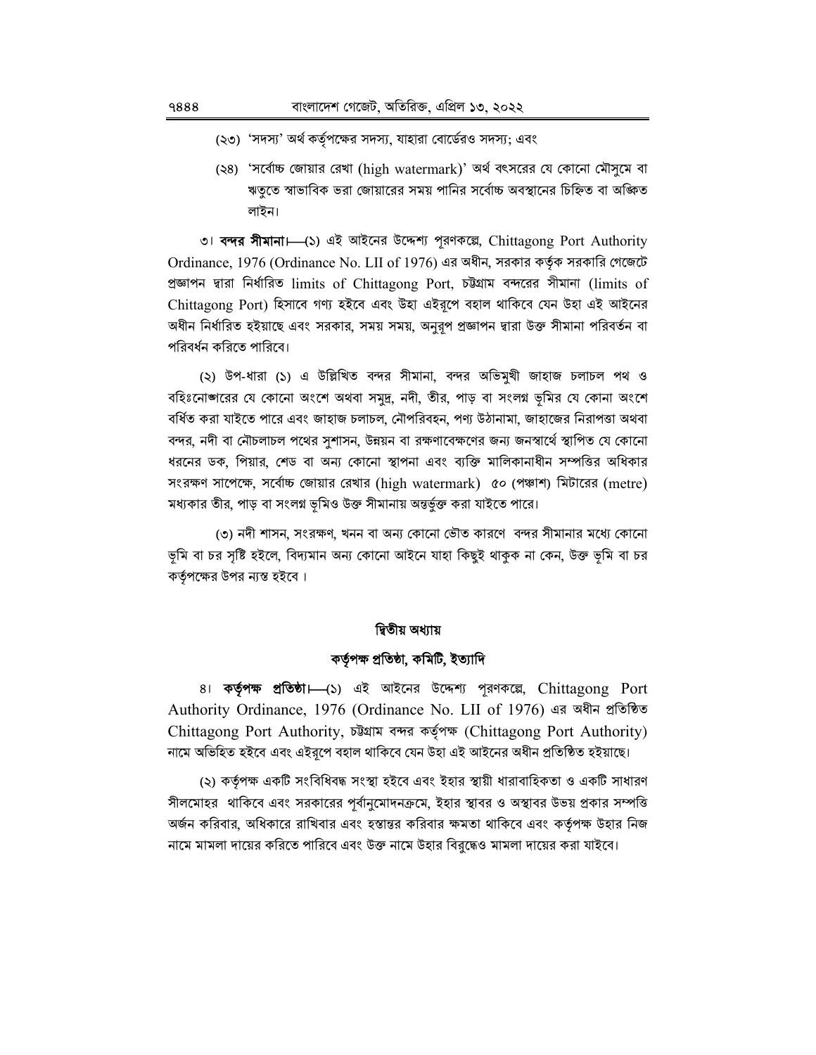(২৩) 'সদস্য' অর্থ কর্তৃপক্ষের সদস্য, যাহারা বোর্ডেরও সদস্য; এবং

(২৪) 'সর্বোচ্চ জোয়ার রেখা (high watermark)' অর্থ বৎসরের যে কোনো মৌসুমে বা ঋতুতে স্বাভাবিক ভরা জোয়ারের সময় পানির সর্বোচ্চ অবস্থানের চিহ্নিত বা অঙ্কিত লাইন।

৩। **বন্দর সীমানা।**—(১) এই আইনের উদ্দেশ্য পূরণকল্পে, Chittagong Port Authority Ordinance, 1976 (Ordinance No. LII of 1976) এর অধীন, সরকার কর্তৃক সরকারি গেজেটে প্রজ্ঞাপন দ্বারা নির্ধারিত limits of Chittagong Port, চট্টগ্রাম বন্দরের সীমানা (limits of Chittagong Port) হিসাবে গণ্য হইবে এবং উহা এইরূপে বহাল থাকিবে যেন উহা এই আইনের অধীন নির্ধারিত হইয়াছে এবং সরকার, সময় সময়, অনুরূপ প্রজ্ঞাপন দ্বারা উক্ত সীমানা পরিবর্তন বা পরিবর্ধন করিতে পারিবে।

(২) উপ-ধারা (১) এ উল্লিখিত বন্দর সীমানা, বন্দর অভিমুখী জাহাজ চলাচল পথ ও বহিঃনোঙ্গরের যে কোনো অংশে অথবা সমুদ্র, নদী, তীর, পাড় বা সংলগ্ন ভূমির যে কোনা অংশে বর্ধিত করা যাইতে পারে এবং জাহাজ চলাচল, নৌপরিবহন, পণ্য উঠানামা, জাহাজের নিরাপত্তা অথবা বন্দর, নদী বা নৌচলাচল পথের সুশাসন, উন্নয়ন বা রক্ষণাবেক্ষণের জন্য জনস্বার্থে স্থাপিত যে কোনো ধরনের ডক, পিয়ার, শেড বা অন্য কোনো স্থাপনা এবং ব্যক্তি মালিকানাধীন সম্পত্তির অধিকার সংরক্ষণ সাপেক্ষে, সর্বোচ্চ জোয়ার রেখার (high watermark) ৫০ (পঞ্চাশ) মিটারের (metre) মধ্যকার তীর, পাড় বা সংলগ্ন ভূমিও উক্ত সীমানায় অন্তর্ভুক্ত করা যাইতে পারে।

(৩) নদী শাসন, সংরক্ষণ, খনন বা অন্য কোনো ভৌত কারণে বন্দর সীমানার মধ্যে কোনো ভূমি বা চর সৃষ্টি হইলে, বিদ্যমান অন্য কোনো আইনে যাহা কিছুই থাকুক না কেন, উক্ত ভূমি বা চর কর্তৃপক্ষের উপর ন্যস্ত হইবে ।

## দ্বিতীয় অধ্যায়

## কর্তৃপক্ষ প্রতিষ্ঠা, কমিটি, ইত্যাদি

৪। **কর্তৃপক্ষ প্রতিষ্ঠা।**—(১) এই আইনের উদ্দেশ্য পূরণকল্পে, Chittagong Port Authority Ordinance, 1976 (Ordinance No. LII of 1976) এর অধীন প্রতিষ্ঠিত Chittagong Port Authority, চট্টগ্রাম বন্দর কর্তৃপক্ষ (Chittagong Port Authority) নামে অভিহিত হইবে এবং এইরূপে বহাল থাকিবে যেন উহা এই আইনের অধীন প্রতিষ্ঠিত হইয়াছে।

(২) কর্তৃপক্ষ একটি সংবিধিবদ্ধ সংস্থা হইবে এবং ইহার স্থায়ী ধারাবাহিকতা ও একটি সাধারণ সীলমোহর থাকিবে এবং সরকারের পূর্বানুমোদনক্রমে, ইহার স্থাবর ও অস্থাবর উভয় প্রকার সম্পত্তি অর্জন করিবার, অধিকারে রাখিবার এবং হস্তান্তর করিবার ক্ষমতা থাকিবে এবং কর্তৃপক্ষ উহার নিজ নামে মামলা দায়ের করিতে পারিবে এবং উক্ত নামে উহার বিরুদ্ধেও মামলা দায়ের করা যাইবে।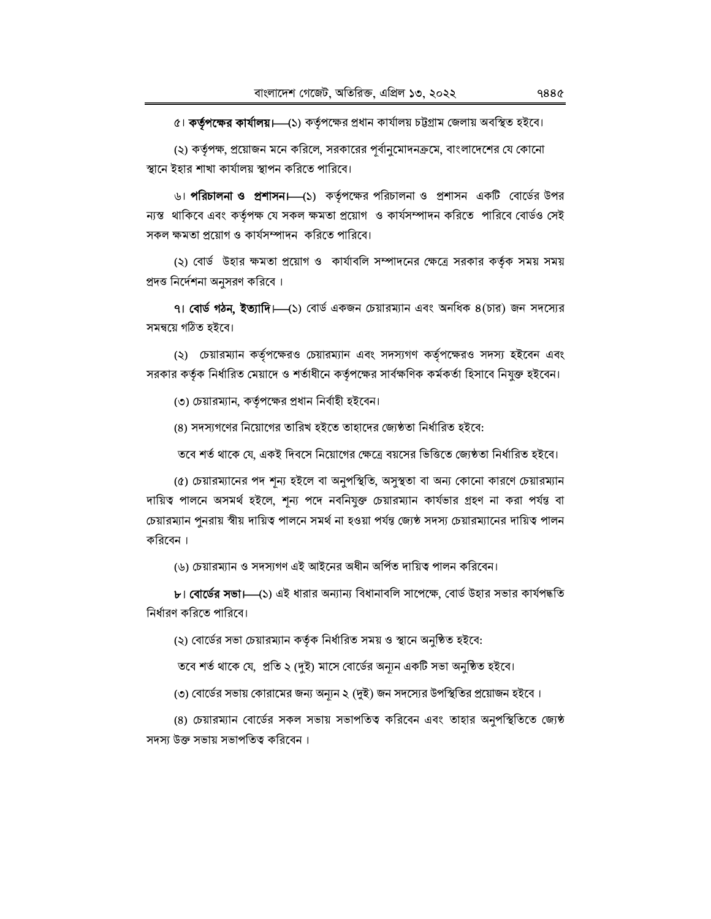৫। **কর্তৃপক্ষের কার্যালয়।**—(১) কর্তৃপক্ষের প্রধান কার্যালয় চট্টগ্রাম জেলায় অবস্থিত হইবে।

(২) কর্তৃপক্ষ, প্রয়োজন মনে করিলে, সরকারের পূর্বানুমোদনক্রমে, বাংলাদেশের যে কোনো স্থানে ইহার শাখা কার্যালয় স্থাপন করিতে পারিবে।

৬। **পরিচালনা ও প্রশাসন।**—(১) কর্তৃপক্ষের পরিচালনা ও প্রশাসন একটি বোর্ডের উপর ন্যস্ত থাকিবে এবং কর্তৃপক্ষ যে সকল ক্ষমতা প্রয়োগ ও কার্যসম্পাদন করিতে পারিবে বোর্ডও সেই সকল ক্ষমতা প্রয়োগ ও কার্যসম্পাদন করিতে পারিবে।

(২) বোর্ড উহার ক্ষমতা প্রয়োগ ও কার্যাবলি সম্পাদনের ক্ষেত্রে সরকার কর্তৃক সময় সময় প্রদত্ত নির্দেশনা অনুসরণ করিবে ।

৭। **বোর্ড গঠন, ইত্যাদি।**—(১) বোর্ড একজন চেয়ারম্যান এবং অনধিক ৪(চার) জন সদস্যের সমন্বয়ে গঠিত হইবে।

(২) চেয়ারম্যান কর্তৃপক্ষেরও চেয়ারম্যান এবং সদস্যগণ কর্তৃপক্ষেরও সদস্য হইবেন এবং সরকার কর্তৃক নির্ধারিত মেয়াদে ও শর্তাধীনে কর্তৃপক্ষের সার্বক্ষণিক কর্মকর্তা হিসাবে নিযুক্ত হইবেন।

(৩) চেয়ারম্যান, কর্তৃপক্ষের প্রধান নির্বাহী হইবেন।

(৪) সদস্যগণের নিয়োগের তারিখ হইতে তাহাদের জ্যেষ্ঠতা নির্ধারিত হইবে:

তবে শর্ত থাকে যে, একই দিবসে নিয়োগের ক্ষেত্রে বয়সের ভিত্তিতে জ্যেষ্ঠতা নির্ধারিত হইবে।

(৫) চেয়ারম্যানের পদ শূন্য হইলে বা অনুপস্থিতি, অসুস্থতা বা অন্য কোনো কারণে চেয়ারম্যান দায়িত্ব পালনে অসমর্থ হইলে, শূন্য পদে নবনিযুক্ত চেয়ারম্যান কার্যভার গ্রহণ না করা পর্যন্ত বা চেয়ারম্যান পুনরায় স্বীয় দায়িত্ব পালনে সমর্থ না হওয়া পর্যন্ত জ্যেষ্ঠ সদস্য চেয়ারম্যানের দায়িত্ব পালন করিবেন ।

(৬) চেয়ারম্যান ও সদস্যগণ এই আইনের অধীন অর্পিত দায়িত্ব পালন করিবেন।

৮। **বোর্ডের সভা।**—(১) এই ধারার অন্যান্য বিধানাবলি সাপেক্ষে, বোর্ড উহার সভার কার্যপদ্ধতি নির্ধারণ করিতে পারিবে।

(২) বোর্ডের সভা চেয়ারম্যান কর্তৃক নির্ধারিত সময় ও স্থানে অনুষ্ঠিত হইবে:

তবে শর্ত থাকে যে, প্রতি ২ (দুই) মাসে বোর্ডের অন্যূন একটি সভা অনুষ্ঠিত হইবে।

(৩) বোর্ডের সভায় কোরামের জন্য অন্যূন ২ (দুই) জন সদস্যের উপস্থিতির প্রয়োজন হইবে ।

(৪) চেয়ারম্যান বোর্ডের সকল সভায় সভাপতিত্ব করিবেন এবং তাহার অনুপস্থিতিতে জ্যেষ্ঠ সদস্য উক্ত সভায় সভাপতিত্ব করিবেন ।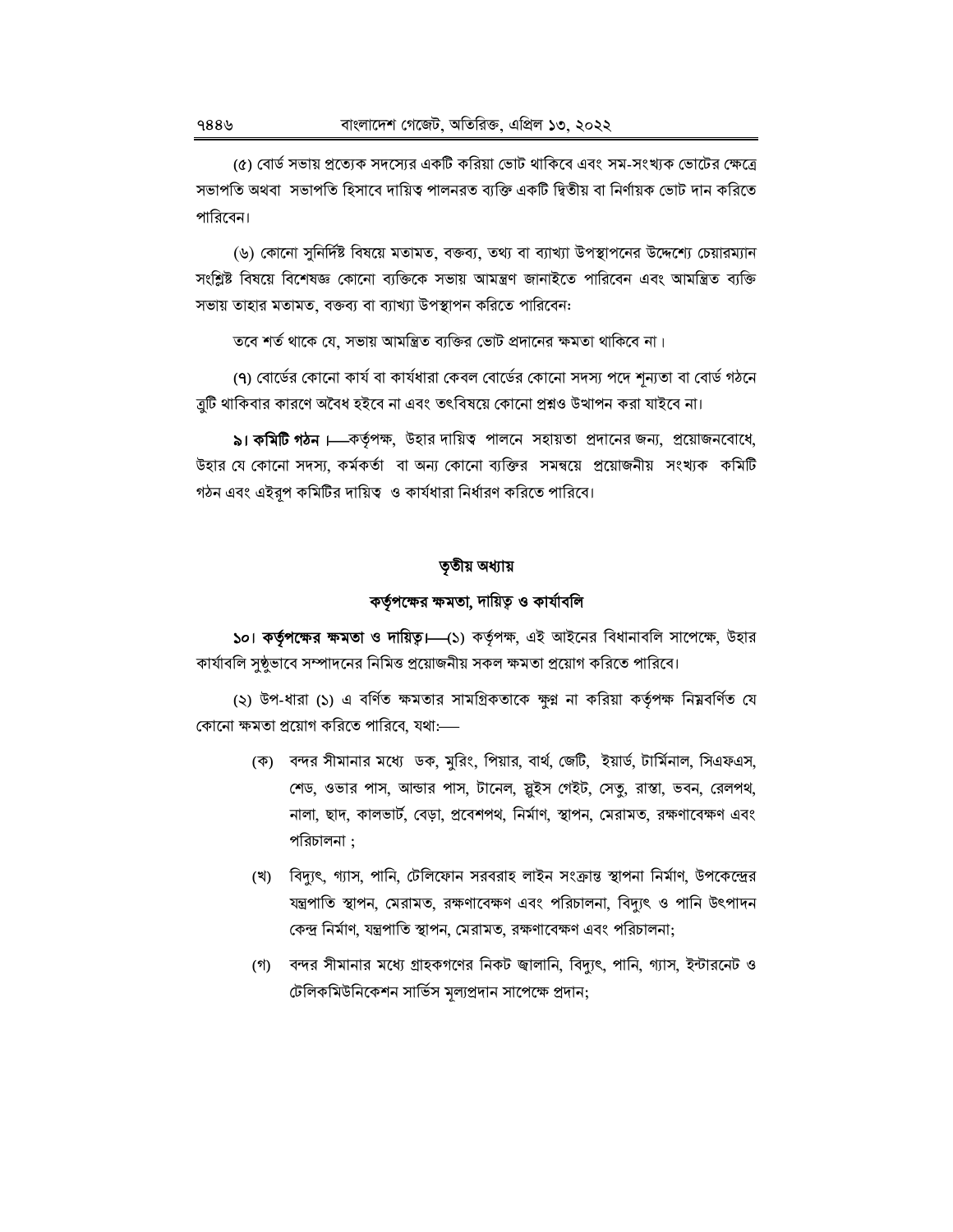(৫) বোর্ড সভায় প্রত্যেক সদস্যের একটি করিয়া ভোট থাকিবে এবং সম-সংখ্যক ভোটের ক্ষেত্রে সভাপতি অথবা সভাপতি হিসাবে দায়িত্ব পালনরত ব্যক্তি একটি দ্বিতীয় বা নির্ণায়ক ভোট দান করিতে পারিবেন।

(৬) কোনো সুনির্দিষ্ট বিষয়ে মতামত, বক্তব্য, তথ্য বা ব্যাখ্যা উপস্থাপনের উদ্দেশ্যে চেয়ারম্যান সংশ্লিষ্ট বিষয়ে বিশেষজ্ঞ কোনো ব্যক্তিকে সভায় আমন্ত্রণ জানাইতে পারিবেন এবং আমন্ত্রিত ব্যক্তি সভায় তাহার মতামত, বক্তব্য বা ব্যাখ্যা উপস্থাপন করিতে পারিবেন:

তবে শর্ত থাকে যে, সভায় আমন্ত্রিত ব্যক্তির ভোট প্রদানের ক্ষমতা থাকিবে না।

(৭) বোর্ডের কোনো কার্য বা কার্যধারা কেবল বোর্ডের কোনো সদস্য পদে শূন্যতা বা বোর্ড গঠনে ত্রুটি থাকিবার কারণে অবৈধ হইবে না এবং তৎবিষয়ে কোনো প্রশ্নও উত্থাপন করা যাইবে না।

**৯। কমিটি গঠন।**—কর্তৃপক্ষ, উহার দায়িত্ব পালনে সহায়তা প্রদানের জন্য, প্রয়োজনবোধে, উহার যে কোনো সদস্য, কর্মকর্তা বা অন্য কোনো ব্যক্তির সমন্বয়ে প্রয়োজনীয় সংখ্যক কমিটি গঠন এবং এইরূপ কমিটির দায়িত্ব ও কার্যধারা নির্ধারণ করিতে পারিবে।

## তৃতীয় অধ্যায়

## কর্তৃপক্ষের ক্ষমতা, দায়িত্ব ও কার্যাবলি

**১০। কর্তৃপক্ষের ক্ষমতা ও দায়িত্ব।**—(১) কর্তৃপক্ষ, এই আইনের বিধানাবলি সাপেক্ষে, উহার কার্যাবলি সুষ্ঠুভাবে সম্পাদনের নিমিত্ত প্রয়োজনীয় সকল ক্ষমতা প্রয়োগ করিতে পারিবে।

(২) উপ-ধারা (১) এ বর্ণিত ক্ষমতার সামগ্রিকতাকে ক্ষুণ্ন না করিয়া কর্তৃপক্ষ নিম্নবর্ণিত যে কোনো ক্ষমতা প্রয়োগ করিতে পারিবে, যথা:—

(ক) বন্দর সীমানার মধ্যে ডক, মুরিং, পিয়ার, বার্থ, জেটি, ইয়ার্ড, টার্মিনাল, সিএফএস, শেড, ওভার পাস, আন্ডার পাস, টানেল, স্লুইস গেইট, সেতু, রাস্তা, ভবন, রেলপথ, নালা, ছাদ, কালভার্ট, বেড়া, প্রবেশপথ, নির্মাণ, স্থাপন, মেরামত, রক্ষণাবেক্ষণ এবং পরিচালনা ;

(খ) বিদ্যুৎ, গ্যাস, পানি, টেলিফোন সরবরাহ লাইন সংক্রান্ত স্থাপনা নির্মাণ, উপকেন্দ্রের যন্ত্রপাতি স্থাপন, মেরামত, রক্ষণাবেক্ষণ এবং পরিচালনা, বিদ্যুৎ ও পানি উৎপাদন কেন্দ্র নির্মাণ, যন্ত্রপাতি স্থাপন, মেরামত, রক্ষণাবেক্ষণ এবং পরিচালনা;

(গ) বন্দর সীমানার মধ্যে গ্রাহকগণের নিকট জ্বালানি, বিদ্যুৎ, পানি, গ্যাস, ইন্টারনেট ও টেলিকমিউনিকেশন সার্ভিস মূল্যপ্রদান সাপেক্ষে প্রদান;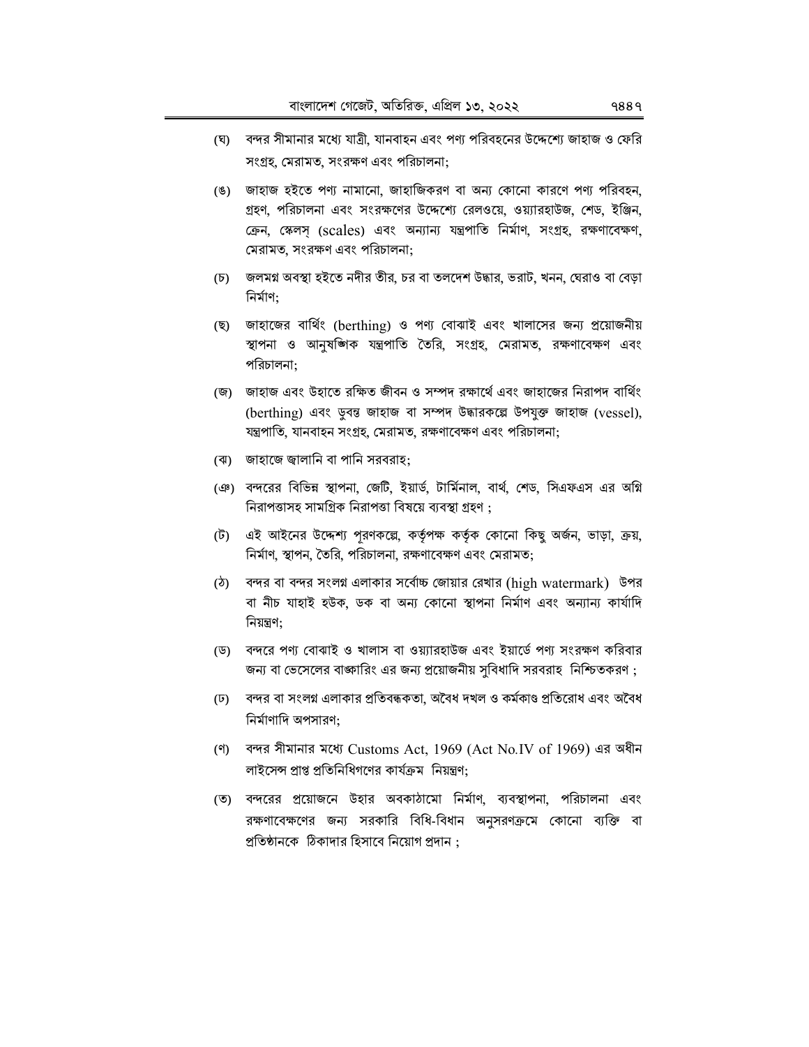(ঘ) বন্দর সীমানার মধ্যে যাত্রী, যানবাহন এবং পণ্য পরিবহনের উদ্দেশ্যে জাহাজ ও ফেরি সংগ্রহ, মেরামত, সংরক্ষণ এবং পরিচালনা;

(ঙ) জাহাজ হইতে পণ্য নামানো, জাহাজিকরণ বা অন্য কোনো কারণে পণ্য পরিবহন, গ্রহণ, পরিচালনা এবং সংরক্ষণের উদ্দেশ্যে রেলওয়ে, ওয়্যারহাউজ, শেড, ইঞ্জিন, ক্রেন, স্কেলস্ (scales) এবং অন্যান্য যন্ত্রপাতি নির্মাণ, সংগ্রহ, রক্ষণাবেক্ষণ, মেরামত, সংরক্ষণ এবং পরিচালনা;

(চ) জলমগ্ন অবস্থা হইতে নদীর তীর, চর বা তলদেশ উদ্ধার, ভরাট, খনন, ঘেরাও বা বেড়া নির্মাণ;

(ছ) জাহাজের বার্থিং (berthing) ও পণ্য বোঝাই এবং খালাসের জন্য প্রয়োজনীয় স্থাপনা ও আনুষঙ্গিক যন্ত্রপাতি তৈরি, সংগ্রহ, মেরামত, রক্ষণাবেক্ষণ এবং পরিচালনা;

(জ) জাহাজ এবং উহাতে রক্ষিত জীবন ও সম্পদ রক্ষার্থে এবং জাহাজের নিরাপদ বার্থিং (berthing) এবং ডুবন্ত জাহাজ বা সম্পদ উদ্ধারকল্পে উপযুক্ত জাহাজ (vessel), যন্ত্রপাতি, যানবাহন সংগ্রহ, মেরামত, রক্ষণাবেক্ষণ এবং পরিচালনা;

(ঝ) জাহাজে জ্বালানি বা পানি সরবরাহ;

(ঞ) বন্দরের বিভিন্ন স্থাপনা, জেটি, ইয়ার্ড, টার্মিনাল, বার্থ, শেড, সিএফএস এর অগ্নি নিরাপত্তাসহ সামগ্রিক নিরাপত্তা বিষয়ে ব্যবস্থা গ্রহণ ;

(ট) এই আইনের উদ্দেশ্য পূরণকল্পে, কর্তৃপক্ষ কর্তৃক কোনো কিছু অর্জন, ভাড়া, ক্রয়, নির্মাণ, স্থাপন, তৈরি, পরিচালনা, রক্ষণাবেক্ষণ এবং মেরামত;

(ঠ) বন্দর বা বন্দর সংলগ্ন এলাকার সর্বোচ্চ জোয়ার রেখার (high watermark) উপর বা নীচ যাহাই হউক, ডক বা অন্য কোনো স্থাপনা নির্মাণ এবং অন্যান্য কার্যাদি নিয়ন্ত্রণ;

(ড) বন্দরে পণ্য বোঝাই ও খালাস বা ওয়্যারহাউজ এবং ইয়ার্ডে পণ্য সংরক্ষণ করিবার জন্য বা ভেসেলের বাঙ্কারিং এর জন্য প্রয়োজনীয় সুবিধাদি সরবরাহ নিশ্চিতকরণ ;

(ঢ) বন্দর বা সংলগ্ন এলাকার প্রতিবন্ধকতা, অবৈধ দখল ও কর্মকাণ্ড প্রতিরোধ এবং অবৈধ নির্মাণাদি অপসারণ;

(ণ) বন্দর সীমানার মধ্যে Customs Act, 1969 (Act No.IV of 1969) এর অধীন লাইসেন্স প্রাপ্ত প্রতিনিধিগণের কার্যক্রম নিয়ন্ত্রণ;

(ত) বন্দরের প্রয়োজনে উহার অবকাঠামো নির্মাণ, ব্যবস্থাপনা, পরিচালনা এবং রক্ষণাবেক্ষণের জন্য সরকারি বিধি-বিধান অনুসরণক্রমে কোনো ব্যক্তি বা প্রতিষ্ঠানকে ঠিকাদার হিসাবে নিয়োগ প্রদান ;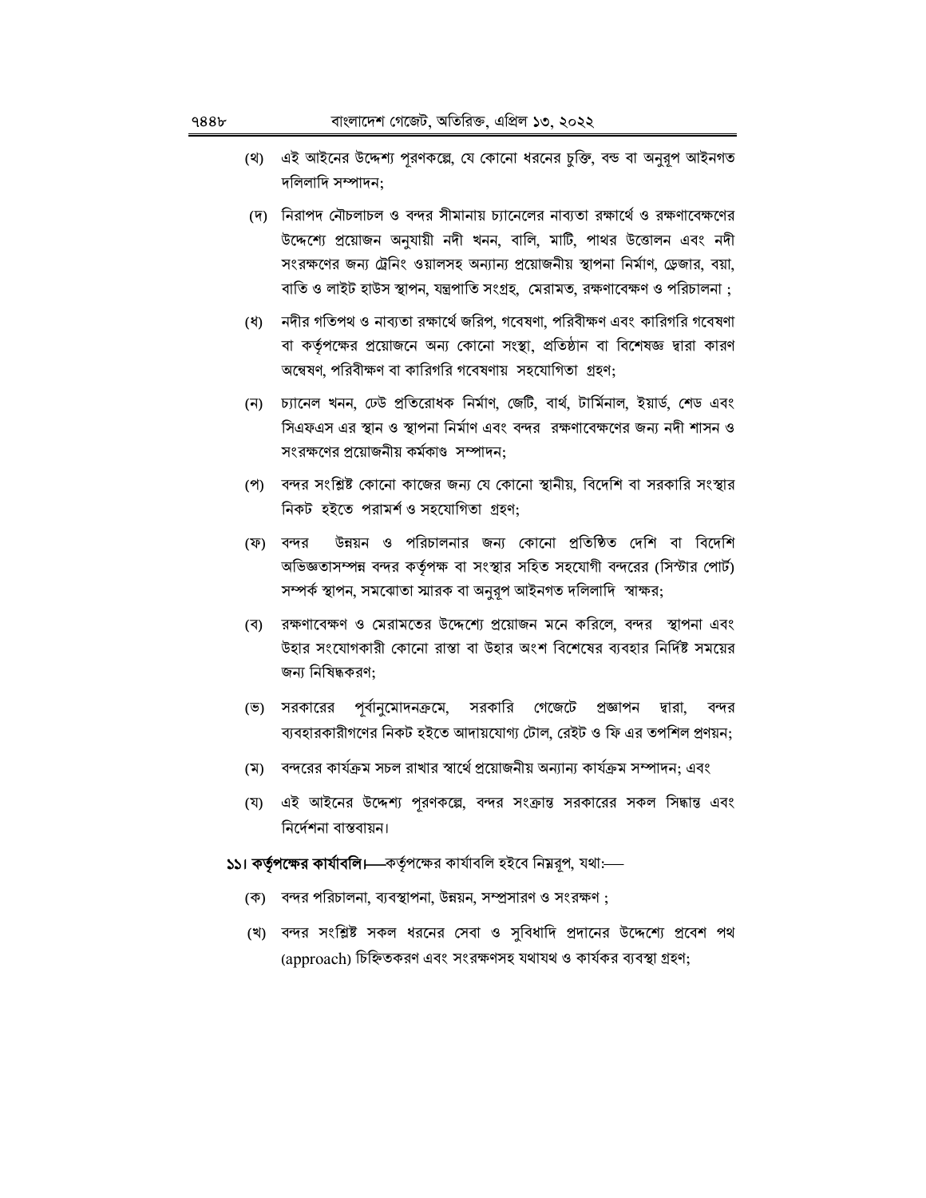(থ) এই আইনের উদ্দেশ্য পূরণকল্পে, যে কোনো ধরনের চুক্তি, বন্ড বা অনুরূপ আইনগত দলিলাদি সম্পাদন;

(দ) নিরাপদ নৌচলাচল ও বন্দর সীমানায় চ্যানেলের নাব্যতা রক্ষার্থে ও রক্ষণাবেক্ষণের উদ্দেশ্যে প্রয়োজন অনুযায়ী নদী খনন, বালি, মাটি, পাথর উত্তোলন এবং নদী সংরক্ষণের জন্য ট্রেনিং ওয়ালসহ অন্যান্য প্রয়োজনীয় স্থাপনা নির্মাণ, ড্রেজার, বয়া, বাতি ও লাইট হাউস স্থাপন, যন্ত্রপাতি সংগ্রহ, মেরামত, রক্ষণাবেক্ষণ ও পরিচালনা ;

(ধ) নদীর গতিপথ ও নাব্যতা রক্ষার্থে জরিপ, গবেষণা, পরিবীক্ষণ এবং কারিগরি গবেষণা বা কর্তৃপক্ষের প্রয়োজনে অন্য কোনো সংস্থা, প্রতিষ্ঠান বা বিশেষজ্ঞ দ্বারা কারণ অন্বেষণ, পরিবীক্ষণ বা কারিগরি গবেষণায় সহযোগিতা গ্রহণ;

(ন) চ্যানেল খনন, ঢেউ প্রতিরোধক নির্মাণ, জেটি, বার্থ, টার্মিনাল, ইয়ার্ড, শেড এবং সিএফএস এর স্থান ও স্থাপনা নির্মাণ এবং বন্দর রক্ষণাবেক্ষণের জন্য নদী শাসন ও সংরক্ষণের প্রয়োজনীয় কর্মকাণ্ড সম্পাদন;

(প) বন্দর সংশ্লিষ্ট কোনো কাজের জন্য যে কোনো স্থানীয়, বিদেশি বা সরকারি সংস্থার নিকট হইতে পরামর্শ ও সহযোগিতা গ্রহণ;

(ফ) বন্দর উন্নয়ন ও পরিচালনার জন্য কোনো প্রতিষ্ঠিত দেশি বা বিদেশি অভিজ্ঞতাসম্পন্ন বন্দর কর্তৃপক্ষ বা সংস্থার সহিত সহযোগী বন্দরের (সিস্টার পোর্ট) সম্পর্ক স্থাপন, সমঝোতা স্মারক বা অনুরূপ আইনগত দলিলাদি স্বাক্ষর;

(ব) রক্ষণাবেক্ষণ ও মেরামতের উদ্দেশ্যে প্রয়োজন মনে করিলে, বন্দর স্থাপনা এবং উহার সংযোগকারী কোনো রাস্তা বা উহার অংশ বিশেষের ব্যবহার নির্দিষ্ট সময়ের জন্য নিষিদ্ধকরণ;

(ভ) সরকারের পূর্বানুমোদনক্রমে, সরকারি গেজেটে প্রজ্ঞাপন দ্বারা, বন্দর ব্যবহারকারীগণের নিকট হইতে আদায়যোগ্য টোল, রেইট ও ফি এর তপশিল প্রণয়ন;

(ম) বন্দরের কার্যক্রম সচল রাখার স্বার্থে প্রয়োজনীয় অন্যান্য কার্যক্রম সম্পাদন; এবং

(য) এই আইনের উদ্দেশ্য পূরণকল্পে, বন্দর সংক্রান্ত সরকারের সকল সিদ্ধান্ত এবং নির্দেশনা বাস্তবায়ন।

**১১। কর্তৃপক্ষের কার্যাবলি।**—কর্তৃপক্ষের কার্যাবলি হইবে নিম্নরূপ, যথা:—

(ক) বন্দর পরিচালনা, ব্যবস্থাপনা, উন্নয়ন, সম্প্রসারণ ও সংরক্ষণ ;

(খ) বন্দর সংশ্লিষ্ট সকল ধরনের সেবা ও সুবিধাদি প্রদানের উদ্দেশ্যে প্রবেশ পথ (approach) চিহ্নিতকরণ এবং সংরক্ষণসহ যথাযথ ও কার্যকর ব্যবস্থা গ্রহণ;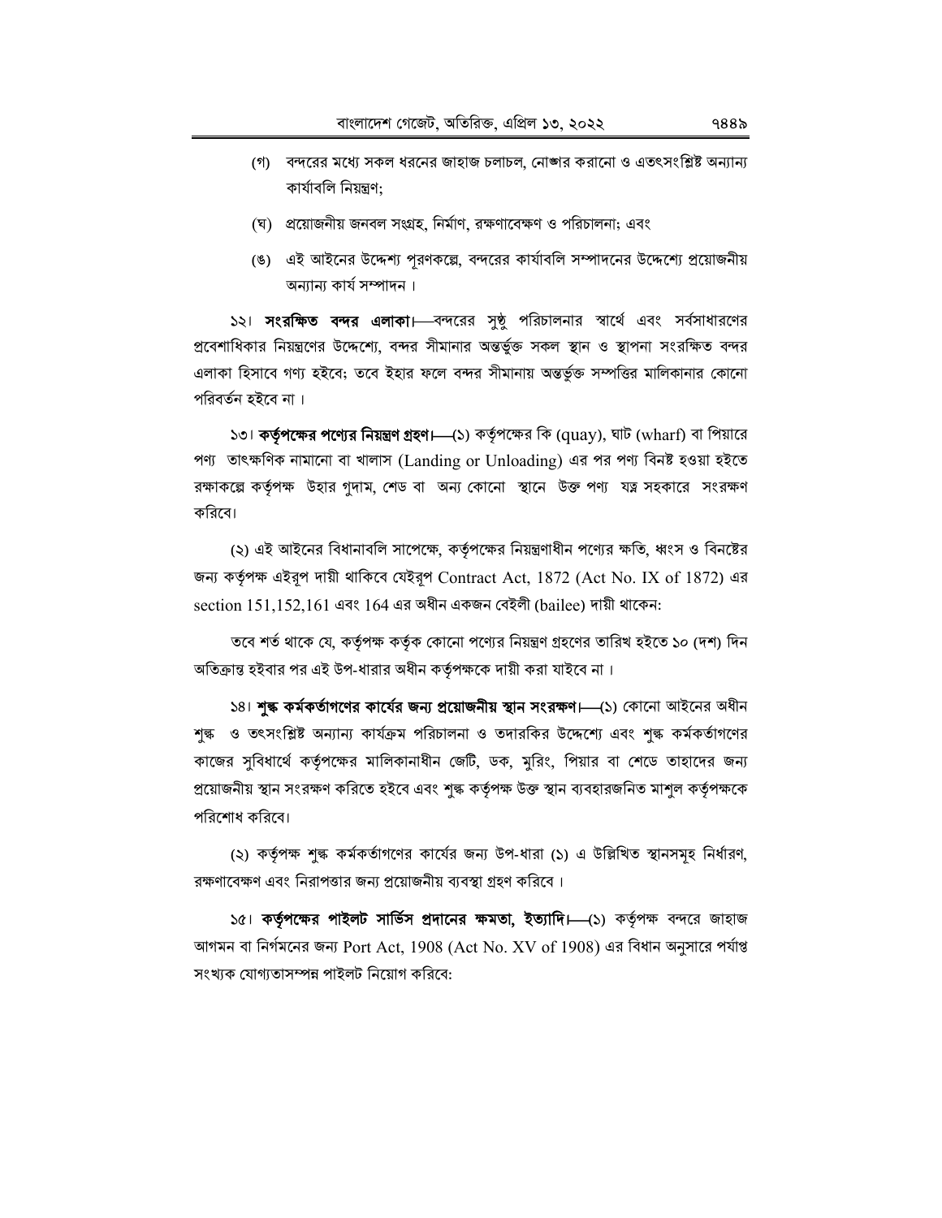(গ) বন্দরের মধ্যে সকল ধরনের জাহাজ চলাচল, নোঙ্গার করানো ও এতৎসংশ্লিষ্ট অন্যান্য কার্যাবলি নিয়ন্ত্রণ;

(ঘ) প্রয়োজনীয় জনবল সংগ্রহ, নির্মাণ, রক্ষণাবেক্ষণ ও পরিচালনা; এবং

(ঙ) এই আইনের উদ্দেশ্য পূরণকল্পে, বন্দরের কার্যাবলি সম্পাদনের উদ্দেশ্যে প্রয়োজনীয় অন্যান্য কার্য সম্পাদন।

১২। **সংরক্ষিত বন্দর এলাকা।**—বন্দরের সুষ্ঠু পরিচালনার স্বার্থে এবং সর্বসাধারণের প্রবেশাধিকার নিয়ন্ত্রণের উদ্দেশ্যে, বন্দর সীমানার অন্তর্ভুক্ত সকল স্থান ও স্থাপনা সংরক্ষিত বন্দর এলাকা হিসাবে গণ্য হইবে; তবে ইহার ফলে বন্দর সীমানায় অন্তর্ভুক্ত সম্পত্তির মালিকানার কোনো পরিবর্তন হইবে না।

১৩। **কর্তৃপক্ষের পণ্যের নিয়ন্ত্রণ গ্রহণ।**—(১) কর্তৃপক্ষের কি (quay), ঘাট (wharf) বা পিয়ারে পণ্য তাৎক্ষণিক নামানো বা খালাস (Landing or Unloading) এর পর পণ্য বিনষ্ট হওয়া হইতে রক্ষাকল্পে কর্তৃপক্ষ উহার গুদাম, শেড বা অন্য কোনো স্থানে উক্ত পণ্য যত্ন সহকারে সংরক্ষণ করিবে।

(২) এই আইনের বিধানাবলি সাপেক্ষে, কর্তৃপক্ষের নিয়ন্ত্রণাধীন পণ্যের ক্ষতি, ধ্বংস ও বিনষ্টের জন্য কর্তৃপক্ষ এইরূপ দায়ী থাকিবে যেইরূপ Contract Act, 1872 (Act No. IX of 1872) এর section 151,152,161 এবং 164 এর অধীন একজন বেইলী (bailee) দায়ী থাকেন:

তবে শর্ত থাকে যে, কর্তৃপক্ষ কর্তৃক কোনো পণ্যের নিয়ন্ত্রণ গ্রহণের তারিখ হইতে ১০ (দশ) দিন অতিক্রান্ত হইবার পর এই উপ-ধারার অধীন কর্তৃপক্ষকে দায়ী করা যাইবে না।

১৪। **শুল্ক কর্মকর্তাগণের কার্যের জন্য প্রয়োজনীয় স্থান সংরক্ষণ।**—(১) কোনো আইনের অধীন শুল্ক ও তৎসংশ্লিষ্ট অন্যান্য কার্যক্রম পরিচালনা ও তদারকির উদ্দেশ্যে এবং শুল্ক কর্মকর্তাগণের কাজের সুবিধার্থে কর্তৃপক্ষের মালিকানাধীন জেটি, ডক, মুরিং, পিয়ার বা শেডে তাহাদের জন্য প্রয়োজনীয় স্থান সংরক্ষণ করিতে হইবে এবং শুল্ক কর্তৃপক্ষ উক্ত স্থান ব্যবহারজনিত মাশুল কর্তৃপক্ষকে পরিশোধ করিবে।

(২) কর্তৃপক্ষ শুল্ক কর্মকর্তাগণের কার্যের জন্য উপ-ধারা (১) এ উল্লিখিত স্থানসমূহ নির্ধারণ, রক্ষণাবেক্ষণ এবং নিরাপত্তার জন্য প্রয়োজনীয় ব্যবস্থা গ্রহণ করিবে।

১৫। **কর্তৃপক্ষের পাইলট সার্ভিস প্রদানের ক্ষমতা, ইত্যাদি।**—(১) কর্তৃপক্ষ বন্দরে জাহাজ আগমন বা নির্গমনের জন্য Port Act, 1908 (Act No. XV of 1908) এর বিধান অনুসারে পর্যাপ্ত সংখ্যক যোগ্যতাসম্পন্ন পাইলট নিয়োগ করিবে: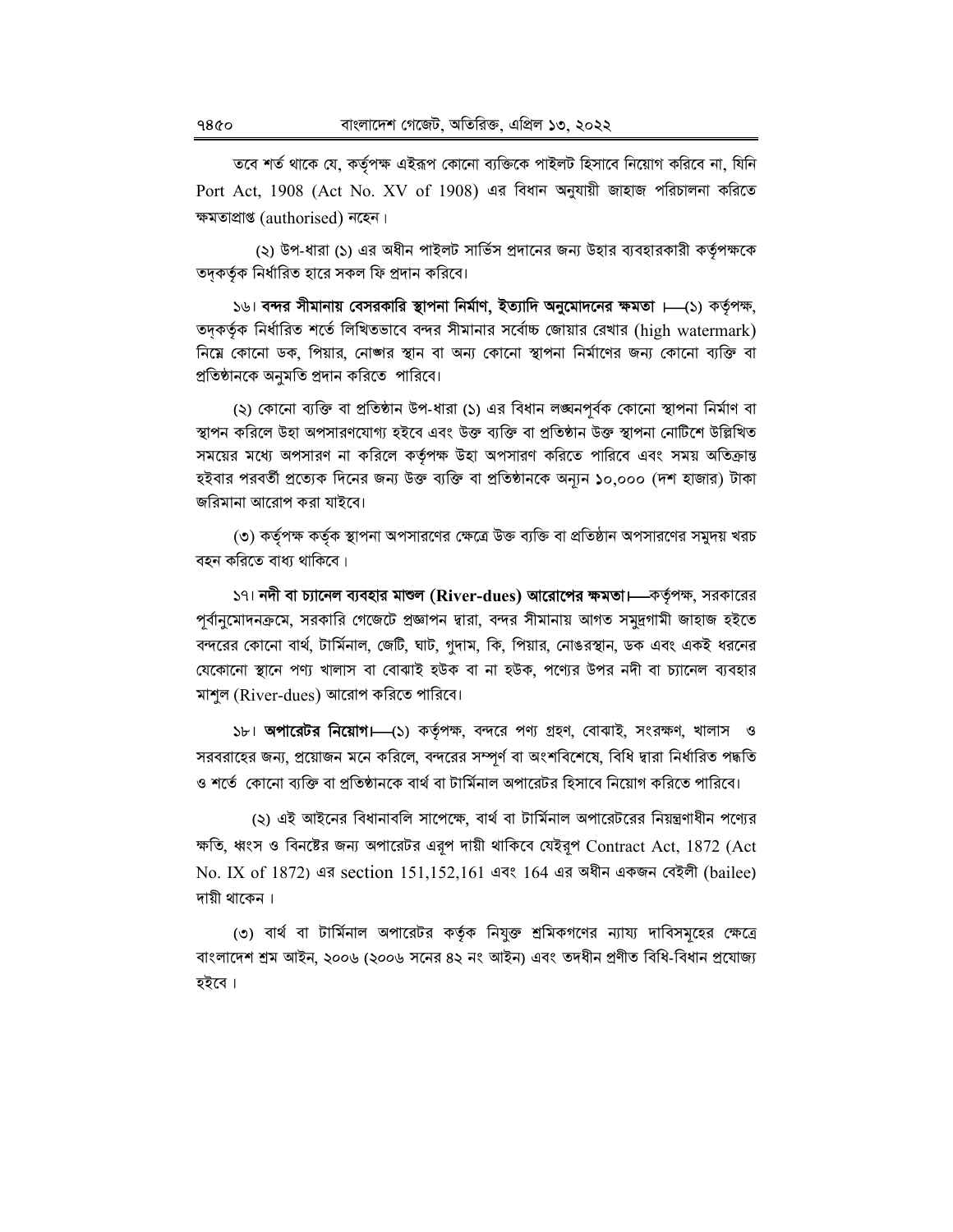তবে শর্ত থাকে যে, কর্তৃপক্ষ এইরূপ কোনো ব্যক্তিকে পাইলট হিসাবে নিয়োগ করিবে না, যিনি Port Act, 1908 (Act No. XV of 1908) এর বিধান অনুযায়ী জাহাজ পরিচালনা করিতে ক্ষমতাপ্রাপ্ত (authorised) নহেন।

(২) উপ-ধারা (১) এর অধীন পাইলট সার্ভিস প্রদানের জন্য উহার ব্যবহারকারী কর্তৃপক্ষকে তদ্‌কর্তৃক নির্ধারিত হারে সকল ফি প্রদান করিবে।

১৬। **বন্দর সীমানায় বেসরকারি স্থাপনা নির্মাণ, ইত্যাদি অনুমোদনের ক্ষমতা**।—(১) কর্তৃপক্ষ, তদ্‌কর্তৃক নির্ধারিত শর্তে লিখিতভাবে বন্দর সীমানার সর্বোচ্চ জোয়ার রেখার (high watermark) নিম্নে কোনো ডক, পিয়ার, নোঙ্গার স্থান বা অন্য কোনো স্থাপনা নির্মাণের জন্য কোনো ব্যক্তি বা প্রতিষ্ঠানকে অনুমতি প্রদান করিতে পারিবে।

(২) কোনো ব্যক্তি বা প্রতিষ্ঠান উপ-ধারা (১) এর বিধান লঙ্ঘনপূর্বক কোনো স্থাপনা নির্মাণ বা স্থাপন করিলে উহা অপসারণযোগ্য হইবে এবং উক্ত ব্যক্তি বা প্রতিষ্ঠান উক্ত স্থাপনা নোটিশে উল্লিখিত সময়ের মধ্যে অপসারণ না করিলে কর্তৃপক্ষ উহা অপসারণ করিতে পারিবে এবং সময় অতিক্রান্ত হইবার পরবর্তী প্রত্যেক দিনের জন্য উক্ত ব্যক্তি বা প্রতিষ্ঠানকে অন্যূন ১০,০০০ (দশ হাজার) টাকা জরিমানা আরোপ করা যাইবে।

(৩) কর্তৃপক্ষ কর্তৃক স্থাপনা অপসারণের ক্ষেত্রে উক্ত ব্যক্তি বা প্রতিষ্ঠান অপসারণের সমুদয় খরচ বহন করিতে বাধ্য থাকিবে।

১৭। **নদী বা চ্যানেল ব্যবহার মাশুল (River-dues) আরোপের ক্ষমতা**।—কর্তৃপক্ষ, সরকারের পূর্বানুমোদনক্রমে, সরকারি গেজেটে প্রজ্ঞাপন দ্বারা, বন্দর সীমানায় আগত সমুদ্রগামী জাহাজ হইতে বন্দরের কোনো বার্থ, টার্মিনাল, জেটি, ঘাট, গুদাম, কি, পিয়ার, নোঙরস্থান, ডক এবং একই ধরনের যেকোনো স্থানে পণ্য খালাস বা বোঝাই হউক বা না হউক, পণ্যের উপর নদী বা চ্যানেল ব্যবহার মাশুল (River-dues) আরোপ করিতে পারিবে।

১৮। **অপারেটর নিয়োগ**।—(১) কর্তৃপক্ষ, বন্দরে পণ্য গ্রহণ, বোঝাই, সংরক্ষণ, খালাস ও সরবরাহের জন্য, প্রয়োজন মনে করিলে, বন্দরের সম্পূর্ণ বা অংশবিশেষে, বিধি দ্বারা নির্ধারিত পদ্ধতি ও শর্তে কোনো ব্যক্তি বা প্রতিষ্ঠানকে বার্থ বা টার্মিনাল অপারেটর হিসাবে নিয়োগ করিতে পারিবে।

(২) এই আইনের বিধানাবলি সাপেক্ষে, বার্থ বা টার্মিনাল অপারেটরের নিয়ন্ত্রণাধীন পণ্যের ক্ষতি, ধ্বংস ও বিনষ্টের জন্য অপারেটর এরূপ দায়ী থাকিবে যেইরূপ Contract Act, 1872 (Act No. IX of 1872) এর section 151,152,161 এবং 164 এর অধীন একজন বেইলী (bailee) দায়ী থাকেন।

(৩) বার্থ বা টার্মিনাল অপারেটর কর্তৃক নিযুক্ত শ্রমিকগণের ন্যায্য দাবিসমূহের ক্ষেত্রে বাংলাদেশ শ্রম আইন, ২০০৬ (২০০৬ সনের ৪২ নং আইন) এবং তদধীন প্রণীত বিধি-বিধান প্রযোজ্য হইবে।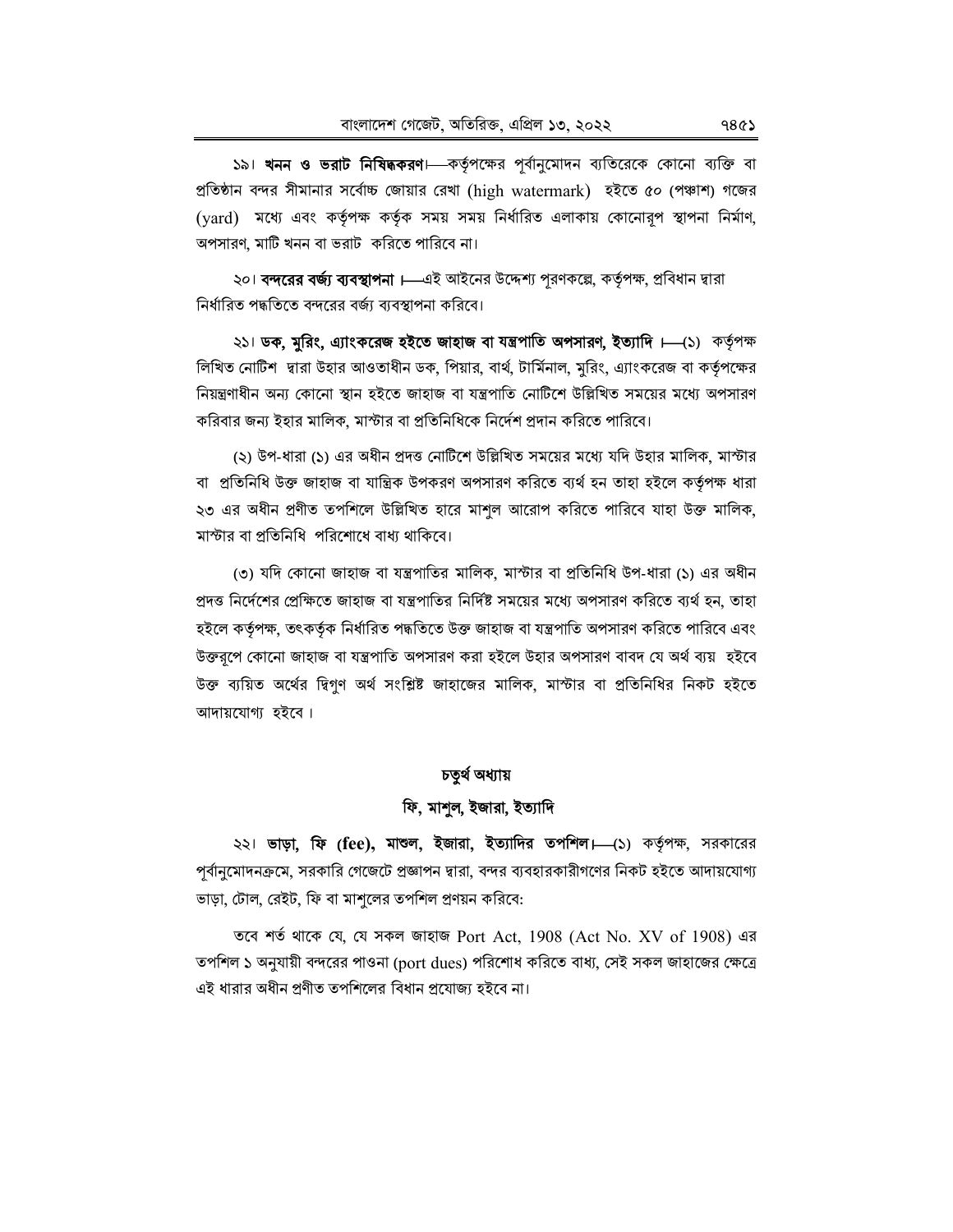১৯। **খনন ও ভরাট নিষিদ্ধকরণ**।—কর্তৃপক্ষের পূর্বানুমোদন ব্যতিরেকে কোনো ব্যক্তি বা প্রতিষ্ঠান বন্দর সীমানার সর্বোচ্চ জোয়ার রেখা (high watermark) হইতে ৫০ (পঞ্চাশ) গজের (yard) মধ্যে এবং কর্তৃপক্ষ কর্তৃক সময় সময় নির্ধারিত এলাকায় কোনোরূপ স্থাপনা নির্মাণ, অপসারণ, মাটি খনন বা ভরাট করিতে পারিবে না।

২০। **বন্দরের বর্জ্য ব্যবস্থাপনা**।—এই আইনের উদ্দেশ্য পূরণকল্পে, কর্তৃপক্ষ, প্রবিধান দ্বারা নির্ধারিত পদ্ধতিতে বন্দরের বর্জ্য ব্যবস্থাপনা করিবে।

২১। **ডক, মুরিং, এ্যাংকরেজ হইতে জাহাজ বা যন্ত্রপাতি অপসারণ, ইত্যাদি**।—(১) কর্তৃপক্ষ লিখিত নোটিশ দ্বারা উহার আওতাধীন ডক, পিয়ার, বার্থ, টার্মিনাল, মুরিং, এ্যাংকরেজ বা কর্তৃপক্ষের নিয়ন্ত্রণাধীন অন্য কোনো স্থান হইতে জাহাজ বা যন্ত্রপাতি নোটিশে উল্লিখিত সময়ের মধ্যে অপসারণ করিবার জন্য ইহার মালিক, মাস্টার বা প্রতিনিধিকে নির্দেশ প্রদান করিতে পারিবে।

(২) উপ-ধারা (১) এর অধীন প্রদত্ত নোটিশে উল্লিখিত সময়ের মধ্যে যদি উহার মালিক, মাস্টার বা প্রতিনিধি উক্ত জাহাজ বা যান্ত্রিক উপকরণ অপসারণ করিতে ব্যর্থ হন তাহা হইলে কর্তৃপক্ষ ধারা ২৩ এর অধীন প্রণীত তপশিলে উল্লিখিত হারে মাশুল আরোপ করিতে পারিবে যাহা উক্ত মালিক, মাস্টার বা প্রতিনিধি পরিশোধে বাধ্য থাকিবে।

(৩) যদি কোনো জাহাজ বা যন্ত্রপাতির মালিক, মাস্টার বা প্রতিনিধি উপ-ধারা (১) এর অধীন প্রদত্ত নির্দেশের প্রেক্ষিতে জাহাজ বা যন্ত্রপাতির নির্দিষ্ট সময়ের মধ্যে অপসারণ করিতে ব্যর্থ হন, তাহা হইলে কর্তৃপক্ষ, তৎকর্তৃক নির্ধারিত পদ্ধতিতে উক্ত জাহাজ বা যন্ত্রপাতি অপসারণ করিতে পারিবে এবং উক্তরূপে কোনো জাহাজ বা যন্ত্রপাতি অপসারণ করা হইলে উহার অপসারণ বাবদ যে অর্থ ব্যয় হইবে উক্ত ব্যয়িত অর্থের দ্বিগুণ অর্থ সংশ্লিষ্ট জাহাজের মালিক, মাস্টার বা প্রতিনিধির নিকট হইতে আদায়যোগ্য হইবে।

## চতুর্থ অধ্যায়

## ফি, মাশুল, ইজারা, ইত্যাদি

২২। **ভাড়া, ফি (fee), মাশুল, ইজারা, ইত্যাদির তপশিল**।—(১) কর্তৃপক্ষ, সরকারের পূর্বানুমোদনক্রমে, সরকারি গেজেটে প্রজ্ঞাপন দ্বারা, বন্দর ব্যবহারকারীগণের নিকট হইতে আদায়যোগ্য ভাড়া, টোল, রেইট, ফি বা মাশুলের তপশিল প্রণয়ন করিবে:

তবে শর্ত থাকে যে, যে সকল জাহাজ Port Act, 1908 (Act No. XV of 1908) এর তপশিল ১ অনুযায়ী বন্দরের পাওনা (port dues) পরিশোধ করিতে বাধ্য, সেই সকল জাহাজের ক্ষেত্রে এই ধারার অধীন প্রণীত তপশিলের বিধান প্রযোজ্য হইবে না।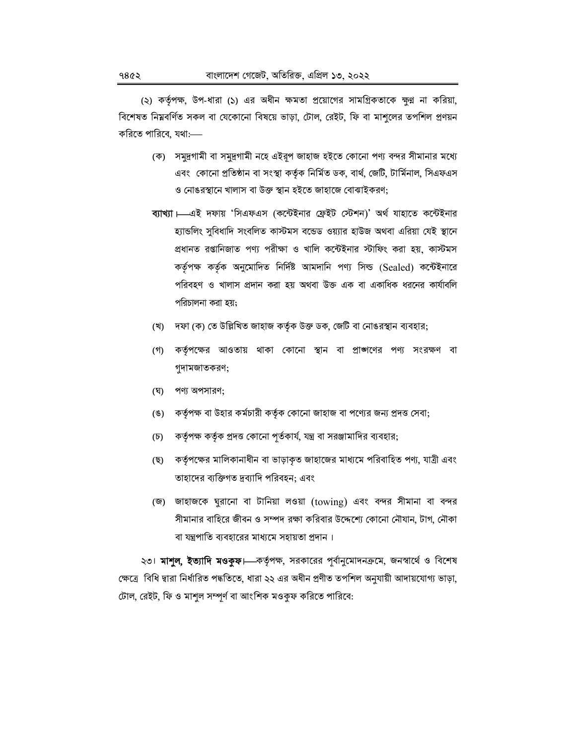(২) কর্তৃপক্ষ, উপ-ধারা (১) এর অধীন ক্ষমতা প্রয়োগের সামগ্রিকতাকে ক্ষুণ্ন না করিয়া, বিশেষত নিম্নবর্ণিত সকল বা যেকোনো বিষয়ে ভাড়া, টোল, রেইট, ফি বা মাশুলের তপশিল প্রণয়ন করিতে পারিবে, যথা:—

(ক) সমুদ্রগামী বা সমুদ্রগামী নহে এইরূপ জাহাজ হইতে কোনো পণ্য বন্দর সীমানার মধ্যে এবং কোনো প্রতিষ্ঠান বা সংস্থা কর্তৃক নির্মিত ডক, বার্থ, জেটি, টার্মিনাল, সিএফএস ও নোঙরস্থানে খালাস বা উক্ত স্থান হইতে জাহাজে বোঝাইকরণ;

**ব্যাখ্যা।**—এই দফায় 'সিএফএস (কন্টেইনার ফ্রেইট স্টেশন)' অর্থ যাহাতে কন্টেইনার হ্যান্ডলিং সুবিধাদি সংবলিত কাস্টমস বন্ডেড ওয়্যার হাউজ অথবা এরিয়া যেই স্থানে প্রধানত রপ্তানিজাত পণ্য পরীক্ষা ও খালি কন্টেইনার স্টাফিং করা হয়, কাস্টমস কর্তৃপক্ষ কর্তৃক অনুমোদিত নির্দিষ্ট আমদানি পণ্য সিল্ড (Sealed) কন্টেইনারে পরিবহণ ও খালাস প্রদান করা হয় অথবা উক্ত এক বা একাধিক ধরনের কার্যাবলি পরিচালনা করা হয়;

(খ) দফা (ক) তে উল্লিখিত জাহাজ কর্তৃক উক্ত ডক, জেটি বা নোঙরস্থান ব্যবহার;

(গ) কর্তৃপক্ষের আওতায় থাকা কোনো স্থান বা প্রাঙ্গণের পণ্য সংরক্ষণ বা গুদামজাতকরণ;

(ঘ) পণ্য অপসারণ;

(ঙ) কর্তৃপক্ষ বা উহার কর্মচারী কর্তৃক কোনো জাহাজ বা পণ্যের জন্য প্রদত্ত সেবা;

(চ) কর্তৃপক্ষ কর্তৃক প্রদত্ত কোনো পূর্তকার্য, যন্ত্র বা সরঞ্জামাদির ব্যবহার;

(ছ) কর্তৃপক্ষের মালিকানাধীন বা ভাড়াকৃত জাহাজের মাধ্যমে পরিবাহিত পণ্য, যাত্রী এবং তাহাদের ব্যক্তিগত দ্রব্যাদি পরিবহন; এবং

(জ) জাহাজকে ঘুরানো বা টানিয়া লওয়া (towing) এবং বন্দর সীমানা বা বন্দর সীমানার বাহিরে জীবন ও সম্পদ রক্ষা করিবার উদ্দেশ্যে কোনো নৌযান, টাগ, নৌকা বা যন্ত্রপাতি ব্যবহারের মাধ্যমে সহায়তা প্রদান।

২৩। **মাশুল, ইত্যাদি মওকুফ।**—কর্তৃপক্ষ, সরকারের পূর্বানুমোদনক্রমে, জনস্বার্থে ও বিশেষ ক্ষেত্রে বিধি দ্বারা নির্ধারিত পদ্ধতিতে, ধারা ২২ এর অধীন প্রণীত তপশিল অনুযায়ী আদায়যোগ্য ভাড়া, টোল, রেইট, ফি ও মাশুল সম্পূর্ণ বা আংশিক মওকুফ করিতে পারিবে: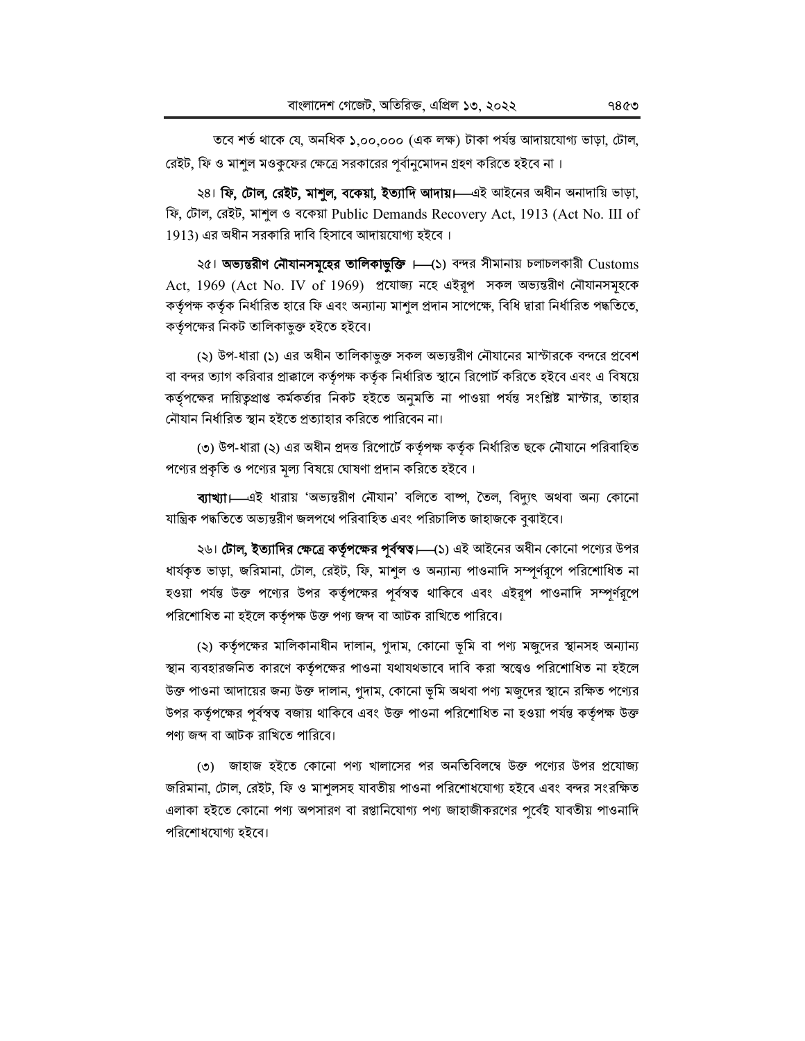তবে শর্ত থাকে যে, অনধিক ১,০০,০০০ (এক লক্ষ) টাকা পর্যন্ত আদায়যোগ্য ভাড়া, টোল, রেইট, ফি ও মাশুল মওকুফের ক্ষেত্রে সরকারের পূর্বানুমোদন গ্রহণ করিতে হইবে না ।

২৪। **ফি, টোল, রেইট, মাশুল, বকেয়া, ইত্যাদি আদায়।**—এই আইনের অধীন অনাদায়ি ভাড়া, ফি, টোল, রেইট, মাশুল ও বকেয়া Public Demands Recovery Act, 1913 (Act No. III of 1913) এর অধীন সরকারি দাবি হিসাবে আদায়যোগ্য হইবে ।

২৫। **অভ্যন্তরীণ নৌযানসমূহের তালিকাভুক্তি ।**—(১) বন্দর সীমানায় চলাচলকারী Customs Act, 1969 (Act No. IV of 1969) প্রযোজ্য নহে এইরূপ সকল অভ্যন্তরীণ নৌযানসমূহকে কর্তৃপক্ষ কর্তৃক নির্ধারিত হারে ফি এবং অন্যান্য মাশুল প্রদান সাপেক্ষে, বিধি দ্বারা নির্ধারিত পদ্ধতিতে, কর্তৃপক্ষের নিকট তালিকাভুক্ত হইতে হইবে।

(২) উপ-ধারা (১) এর অধীন তালিকাভুক্ত সকল অভ্যন্তরীণ নৌযানের মাস্টারকে বন্দরে প্রবেশ বা বন্দর ত্যাগ করিবার প্রাক্কালে কর্তৃপক্ষ কর্তৃক নির্ধারিত স্থানে রিপোর্ট করিতে হইবে এবং এ বিষয়ে কর্তৃপক্ষের দায়িত্বপ্রাপ্ত কর্মকর্তার নিকট হইতে অনুমতি না পাওয়া পর্যন্ত সংশ্লিষ্ট মাস্টার, তাহার নৌযান নির্ধারিত স্থান হইতে প্রত্যাহার করিতে পারিবেন না।

(৩) উপ-ধারা (২) এর অধীন প্রদত্ত রিপোর্টে কর্তৃপক্ষ কর্তৃক নির্ধারিত ছকে নৌযানে পরিবাহিত পণ্যের প্রকৃতি ও পণ্যের মূল্য বিষয়ে ঘোষণা প্রদান করিতে হইবে ।

**ব্যাখ্যা।**—এই ধারায় 'অভ্যন্তরীণ নৌযান' বলিতে বাষ্প, তৈল, বিদ্যুৎ অথবা অন্য কোনো যান্ত্রিক পদ্ধতিতে অভ্যন্তরীণ জলপথে পরিবাহিত এবং পরিচালিত জাহাজকে বুঝাইবে।

২৬। **টোল, ইত্যাদির ক্ষেত্রে কর্তৃপক্ষের পূর্বস্বত্ব।**—(১) এই আইনের অধীন কোনো পণ্যের উপর ধার্যকৃত ভাড়া, জরিমানা, টোল, রেইট, ফি, মাশুল ও অন্যান্য পাওনাদি সম্পূর্ণরূপে পরিশোধিত না হওয়া পর্যন্ত উক্ত পণ্যের উপর কর্তৃপক্ষের পূর্বস্বত্ব থাকিবে এবং এইরূপ পাওনাদি সম্পূর্ণরূপে পরিশোধিত না হইলে কর্তৃপক্ষ উক্ত পণ্য জব্দ বা আটক রাখিতে পারিবে।

(২) কর্তৃপক্ষের মালিকানাধীন দালান, গুদাম, কোনো ভূমি বা পণ্য মজুদের স্থানসহ অন্যান্য স্থান ব্যবহারজনিত কারণে কর্তৃপক্ষের পাওনা যথাযথভাবে দাবি করা সত্ত্বেও পরিশোধিত না হইলে উক্ত পাওনা আদায়ের জন্য উক্ত দালান, গুদাম, কোনো ভূমি অথবা পণ্য মজুদের স্থানে রক্ষিত পণ্যের উপর কর্তৃপক্ষের পূর্বস্বত্ব বজায় থাকিবে এবং উক্ত পাওনা পরিশোধিত না হওয়া পর্যন্ত কর্তৃপক্ষ উক্ত পণ্য জব্দ বা আটক রাখিতে পারিবে।

(৩) জাহাজ হইতে কোনো পণ্য খালাসের পর অনতিবিলম্বে উক্ত পণ্যের উপর প্রযোজ্য জরিমানা, টোল, রেইট, ফি ও মাশুলসহ যাবতীয় পাওনা পরিশোধযোগ্য হইবে এবং বন্দর সংরক্ষিত এলাকা হইতে কোনো পণ্য অপসারণ বা রপ্তানিযোগ্য পণ্য জাহাজীকরণের পূর্বেই যাবতীয় পাওনাদি পরিশোধযোগ্য হইবে।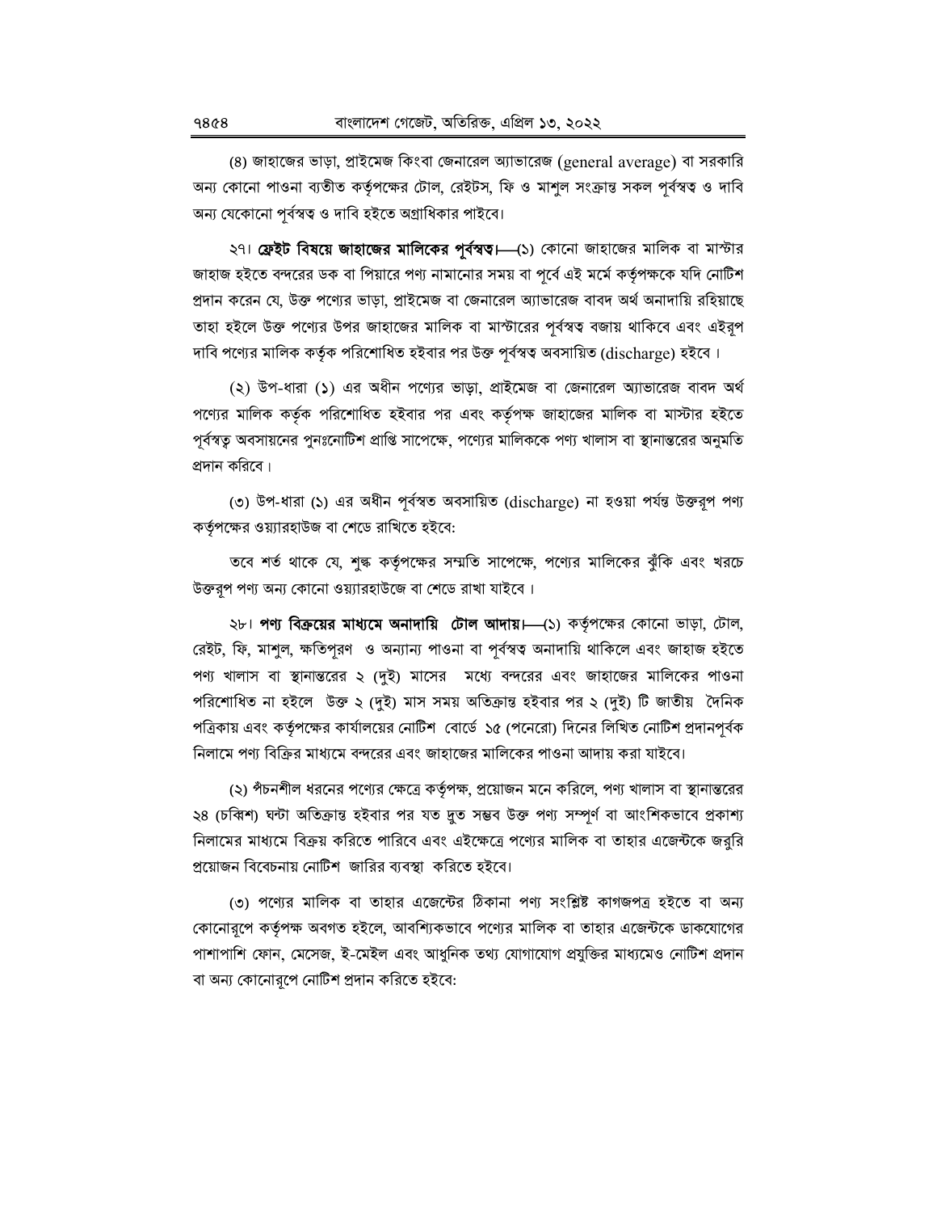(৪) জাহাজের ভাড়া, প্রাইমেজ কিংবা জেনারেল অ্যাভারেজ (general average) বা সরকারি অন্য কোনো পাওনা ব্যতীত কর্তৃপক্ষের টোল, রেইটস, ফি ও মাশুল সংক্রান্ত সকল পূর্বস্বত্ব ও দাবি অন্য যেকোনো পূর্বস্বত্ব ও দাবি হইতে অগ্রাধিকার পাইবে।

২৭। **ফ্রেইট বিষয়ে জাহাজের মালিকের পূর্বস্বত্ব।**—(১) কোনো জাহাজের মালিক বা মাস্টার জাহাজ হইতে বন্দরের ডক বা পিয়ারে পণ্য নামানোর সময় বা পূর্বে এই মর্মে কর্তৃপক্ষকে যদি নোটিশ প্রদান করেন যে, উক্ত পণ্যের ভাড়া, প্রাইমেজ বা জেনারেল অ্যাভারেজ বাবদ অর্থ অনাদায়ি রহিয়াছে তাহা হইলে উক্ত পণ্যের উপর জাহাজের মালিক বা মাস্টারের পূর্বস্বত্ব বজায় থাকিবে এবং এইরূপ দাবি পণ্যের মালিক কর্তৃক পরিশোধিত হইবার পর উক্ত পূর্বস্বত্ব অবসায়িত (discharge) হইবে।

(২) উপ-ধারা (১) এর অধীন পণ্যের ভাড়া, প্রাইমেজ বা জেনারেল অ্যাভারেজ বাবদ অর্থ পণ্যের মালিক কর্তৃক পরিশোধিত হইবার পর এবং কর্তৃপক্ষ জাহাজের মালিক বা মাস্টার হইতে পূর্বস্বত্ব অবসায়নের পুনঃনোটিশ প্রাপ্তি সাপেক্ষে, পণ্যের মালিককে পণ্য খালাস বা স্থানান্তরের অনুমতি প্রদান করিবে।

(৩) উপ-ধারা (১) এর অধীন পূর্বস্বত অবসায়িত (discharge) না হওয়া পর্যন্ত উক্তরূপ পণ্য কর্তৃপক্ষের ওয়্যারহাউজ বা শেডে রাখিতে হইবে:

তবে শর্ত থাকে যে, শুল্ক কর্তৃপক্ষের সম্মতি সাপেক্ষে, পণ্যের মালিকের ঝুঁকি এবং খরচে উক্তরূপ পণ্য অন্য কোনো ওয়্যারহাউজে বা শেডে রাখা যাইবে।

২৮। **পণ্য বিক্রয়ের মাধ্যমে অনাদায়ি টোল আদায়।**—(১) কর্তৃপক্ষের কোনো ভাড়া, টোল, রেইট, ফি, মাশুল, ক্ষতিপূরণ ও অন্যান্য পাওনা বা পূর্বস্বত্ব অনাদায়ি থাকিলে এবং জাহাজ হইতে পণ্য খালাস বা স্থানান্তরের ২ (দুই) মাসের মধ্যে বন্দরের এবং জাহাজের মালিকের পাওনা পরিশোধিত না হইলে উক্ত ২ (দুই) মাস সময় অতিক্রান্ত হইবার পর ২ (দুই) টি জাতীয় দৈনিক পত্রিকায় এবং কর্তৃপক্ষের কার্যালয়ের নোটিশ বোর্ডে ১৫ (পনেরো) দিনের লিখিত নোটিশ প্রদানপূর্বক নিলামে পণ্য বিক্রির মাধ্যমে বন্দরের এবং জাহাজের মালিকের পাওনা আদায় করা যাইবে।

(২) পঁচনশীল ধরনের পণ্যের ক্ষেত্রে কর্তৃপক্ষ, প্রয়োজন মনে করিলে, পণ্য খালাস বা স্থানান্তরের ২৪ (চব্বিশ) ঘন্টা অতিক্রান্ত হইবার পর যত দ্রুত সম্ভব উক্ত পণ্য সম্পূর্ণ বা আংশিকভাবে প্রকাশ্য নিলামের মাধ্যমে বিক্রয় করিতে পারিবে এবং এইক্ষেত্রে পণ্যের মালিক বা তাহার এজেন্টকে জরুরি প্রয়োজন বিবেচনায় নোটিশ জারির ব্যবস্থা করিতে হইবে।

(৩) পণ্যের মালিক বা তাহার এজেন্টের ঠিকানা পণ্য সংশ্লিষ্ট কাগজপত্র হইতে বা অন্য কোনোরূপে কর্তৃপক্ষ অবগত হইলে, আবশ্যিকভাবে পণ্যের মালিক বা তাহার এজেন্টকে ডাকযোগের পাশাপাশি ফোন, মেসেজ, ই-মেইল এবং আধুনিক তথ্য যোগাযোগ প্রযুক্তির মাধ্যমেও নোটিশ প্রদান বা অন্য কোনোরূপে নোটিশ প্রদান করিতে হইবে: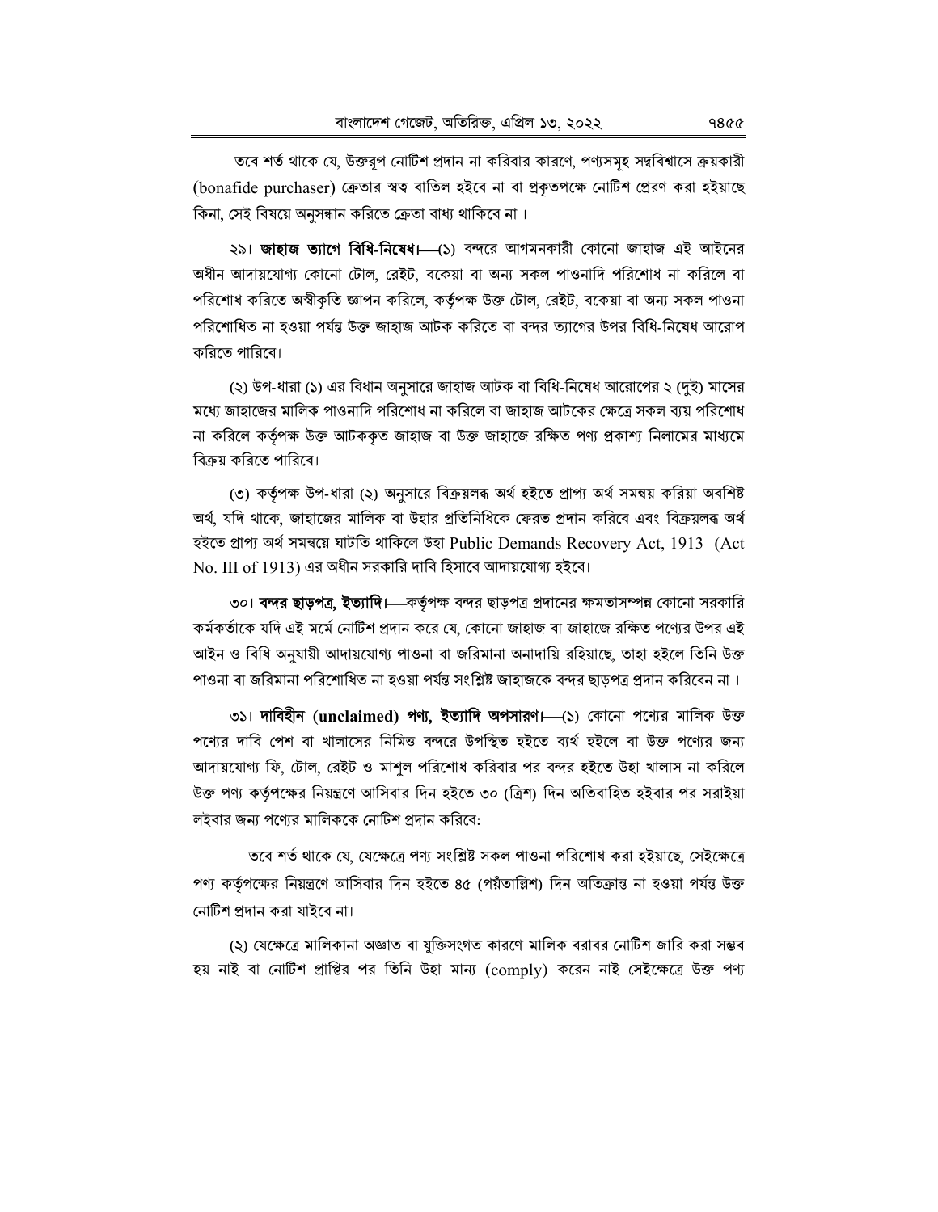তবে শর্ত থাকে যে, উক্তরূপ নোটিশ প্রদান না করিবার কারণে, পণ্যসমূহ সদ্বিশ্বাসে ক্রয়কারী (bonafide purchaser) ক্রেতার স্বত্ব বাতিল হইবে না বা প্রকৃতপক্ষে নোটিশ প্রেরণ করা হইয়াছে কিনা, সেই বিষয়ে অনুসন্ধান করিতে ক্রেতা বাধ্য থাকিবে না।

২৯। **জাহাজ ত্যাগে বিধি-নিষেধ।**—(১) বন্দরে আগমনকারী কোনো জাহাজ এই আইনের অধীন আদায়যোগ্য কোনো টোল, রেইট, বকেয়া বা অন্য সকল পাওনাদি পরিশোধ না করিলে বা পরিশোধ করিতে অস্বীকৃতি জ্ঞাপন করিলে, কর্তৃপক্ষ উক্ত টোল, রেইট, বকেয়া বা অন্য সকল পাওনা পরিশোধিত না হওয়া পর্যন্ত উক্ত জাহাজ আটক করিতে বা বন্দর ত্যাগের উপর বিধি-নিষেধ আরোপ করিতে পারিবে।

(২) উপ-ধারা (১) এর বিধান অনুসারে জাহাজ আটক বা বিধি-নিষেধ আরোপের ২ (দুই) মাসের মধ্যে জাহাজের মালিক পাওনাদি পরিশোধ না করিলে বা জাহাজ আটকের ক্ষেত্রে সকল ব্যয় পরিশোধ না করিলে কর্তৃপক্ষ উক্ত আটককৃত জাহাজ বা উক্ত জাহাজে রক্ষিত পণ্য প্রকাশ্য নিলামের মাধ্যমে বিক্রয় করিতে পারিবে।

(৩) কর্তৃপক্ষ উপ-ধারা (২) অনুসারে বিক্রয়লব্ধ অর্থ হইতে প্রাপ্য অর্থ সমন্বয় করিয়া অবশিষ্ট অর্থ, যদি থাকে, জাহাজের মালিক বা উহার প্রতিনিধিকে ফেরত প্রদান করিবে এবং বিক্রয়লব্ধ অর্থ হইতে প্রাপ্য অর্থ সমন্বয়ে ঘাটতি থাকিলে উহা Public Demands Recovery Act, 1913 (Act No. III of 1913) এর অধীন সরকারি দাবি হিসাবে আদায়যোগ্য হইবে।

৩০। **বন্দর ছাড়পত্র, ইত্যাদি।**—কর্তৃপক্ষ বন্দর ছাড়পত্র প্রদানের ক্ষমতাসম্পন্ন কোনো সরকারি কর্মকর্তাকে যদি এই মর্মে নোটিশ প্রদান করে যে, কোনো জাহাজ বা জাহাজে রক্ষিত পণ্যের উপর এই আইন ও বিধি অনুযায়ী আদায়যোগ্য পাওনা বা জরিমানা অনাদায়ি রহিয়াছে, তাহা হইলে তিনি উক্ত পাওনা বা জরিমানা পরিশোধিত না হওয়া পর্যন্ত সংশ্লিষ্ট জাহাজকে বন্দর ছাড়পত্র প্রদান করিবেন না।

৩১। **দাবিহীন (unclaimed) পণ্য, ইত্যাদি অপসারণ।**—(১) কোনো পণ্যের মালিক উক্ত পণ্যের দাবি পেশ বা খালাসের নিমিত্ত বন্দরে উপস্থিত হইতে ব্যর্থ হইলে বা উক্ত পণ্যের জন্য আদায়যোগ্য ফি, টোল, রেইট ও মাশুল পরিশোধ করিবার পর বন্দর হইতে উহা খালাস না করিলে উক্ত পণ্য কর্তৃপক্ষের নিয়ন্ত্রণে আসিবার দিন হইতে ৩০ (ত্রিশ) দিন অতিবাহিত হইবার পর সরাইয়া লইবার জন্য পণ্যের মালিককে নোটিশ প্রদান করিবে:

তবে শর্ত থাকে যে, যেক্ষেত্রে পণ্য সংশ্লিষ্ট সকল পাওনা পরিশোধ করা হইয়াছে, সেইক্ষেত্রে পণ্য কর্তৃপক্ষের নিয়ন্ত্রণে আসিবার দিন হইতে ৪৫ (পঁয়তাল্লিশ) দিন অতিক্রান্ত না হওয়া পর্যন্ত উক্ত নোটিশ প্রদান করা যাইবে না।

(২) যেক্ষেত্রে মালিকানা অজ্ঞাত বা যুক্তিসংগত কারণে মালিক বরাবর নোটিশ জারি করা সম্ভব হয় নাই বা নোটিশ প্রাপ্তির পর তিনি উহা মান্য (comply) করেন নাই সেইক্ষেত্রে উক্ত পণ্য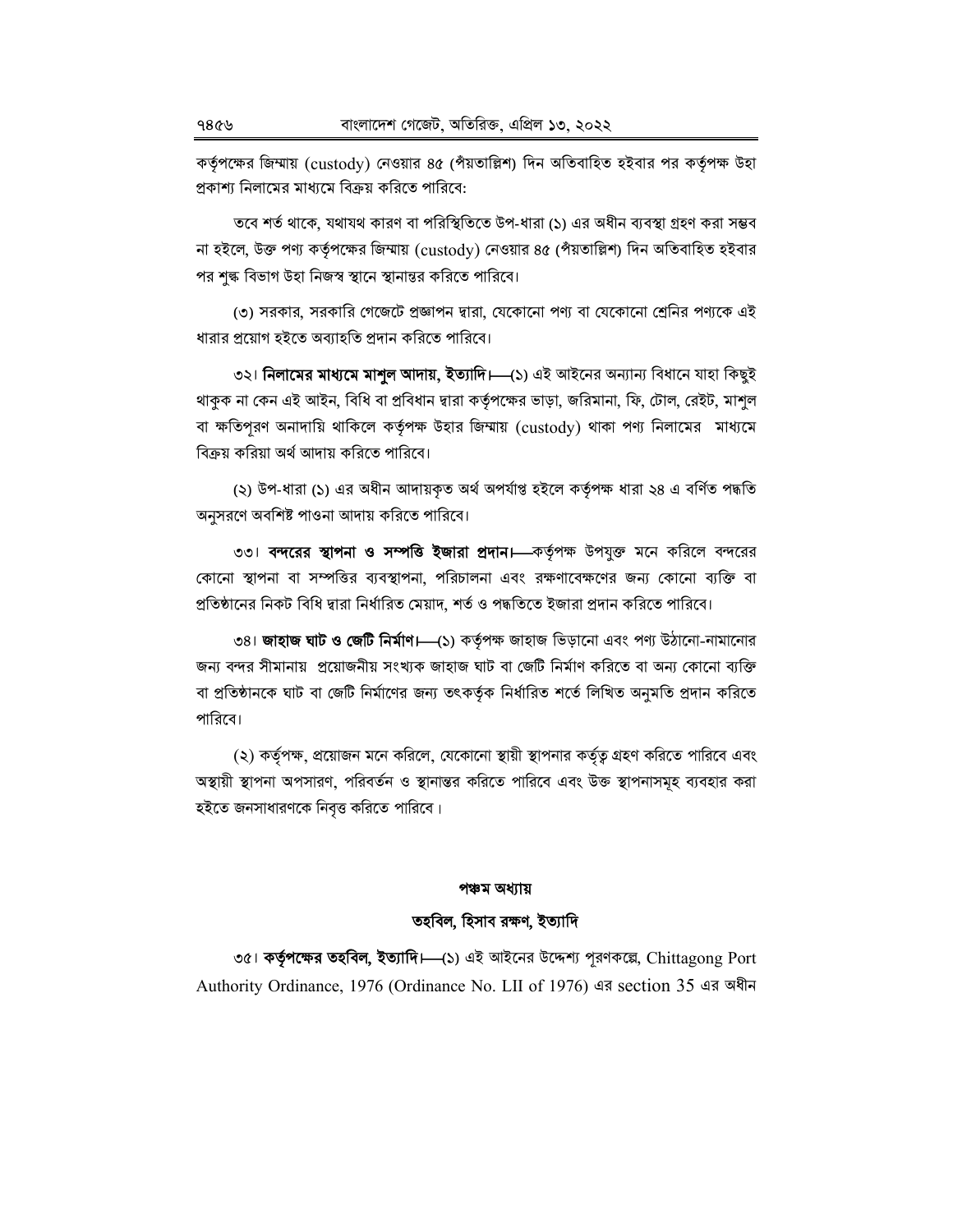কর্তৃপক্ষের জিম্মায় (custody) নেওয়ার ৪৫ (পঁয়তাল্লিশ) দিন অতিবাহিত হইবার পর কর্তৃপক্ষ উহা প্রকাশ্য নিলামের মাধ্যমে বিক্রয় করিতে পারিবে:

তবে শর্ত থাকে, যথাযথ কারণ বা পরিস্থিতিতে উপ-ধারা (১) এর অধীন ব্যবস্থা গ্রহণ করা সম্ভব না হইলে, উক্ত পণ্য কর্তৃপক্ষের জিম্মায় (custody) নেওয়ার ৪৫ (পঁয়তাল্লিশ) দিন অতিবাহিত হইবার পর শুল্ক বিভাগ উহা নিজস্ব স্থানে স্থানান্তর করিতে পারিবে।

(৩) সরকার, সরকারি গেজেটে প্রজ্ঞাপন দ্বারা, যেকোনো পণ্য বা যেকোনো শ্রেনির পণ্যকে এই ধারার প্রয়োগ হইতে অব্যাহতি প্রদান করিতে পারিবে।

৩২। **নিলামের মাধ্যমে মাশুল আদায়, ইত্যাদি।**—(১) এই আইনের অন্যান্য বিধানে যাহা কিছুই থাকুক না কেন এই আইন, বিধি বা প্রবিধান দ্বারা কর্তৃপক্ষের ভাড়া, জরিমানা, ফি, টোল, রেইট, মাশুল বা ক্ষতিপূরণ অনাদায়ি থাকিলে কর্তৃপক্ষ উহার জিম্মায় (custody) থাকা পণ্য নিলামের মাধ্যমে বিক্রয় করিয়া অর্থ আদায় করিতে পারিবে।

(২) উপ-ধারা (১) এর অধীন আদায়কৃত অর্থ অপর্যাপ্ত হইলে কর্তৃপক্ষ ধারা ২৪ এ বর্ণিত পদ্ধতি অনুসরণে অবশিষ্ট পাওনা আদায় করিতে পারিবে।

৩৩। **বন্দরের স্থাপনা ও সম্পত্তি ইজারা প্রদান।**—কর্তৃপক্ষ উপযুক্ত মনে করিলে বন্দরের কোনো স্থাপনা বা সম্পত্তির ব্যবস্থাপনা, পরিচালনা এবং রক্ষণাবেক্ষণের জন্য কোনো ব্যক্তি বা প্রতিষ্ঠানের নিকট বিধি দ্বারা নির্ধারিত মেয়াদ, শর্ত ও পদ্ধতিতে ইজারা প্রদান করিতে পারিবে।

৩৪। **জাহাজ ঘাট ও জেটি নির্মাণ।**—(১) কর্তৃপক্ষ জাহাজ ভিড়ানো এবং পণ্য উঠানো-নামানোর জন্য বন্দর সীমানায় প্রয়োজনীয় সংখ্যক জাহাজ ঘাট বা জেটি নির্মাণ করিতে বা অন্য কোনো ব্যক্তি বা প্রতিষ্ঠানকে ঘাট বা জেটি নির্মাণের জন্য তৎকর্তৃক নির্ধারিত শর্তে লিখিত অনুমতি প্রদান করিতে পারিবে।

(২) কর্তৃপক্ষ, প্রয়োজন মনে করিলে, যেকোনো স্থায়ী স্থাপনার কর্তৃত্ব গ্রহণ করিতে পারিবে এবং অস্থায়ী স্থাপনা অপসারণ, পরিবর্তন ও স্থানান্তর করিতে পারিবে এবং উক্ত স্থাপনাসমূহ ব্যবহার করা হইতে জনসাধারণকে নিবৃত্ত করিতে পারিবে।

## পঞ্চম অধ্যায়

## তহবিল, হিসাব রক্ষণ, ইত্যাদি

৩৫। **কর্তৃপক্ষের তহবিল, ইত্যাদি।**—(১) এই আইনের উদ্দেশ্য পূরণকল্পে, Chittagong Port Authority Ordinance, 1976 (Ordinance No. LII of 1976) এর section 35 এর অধীন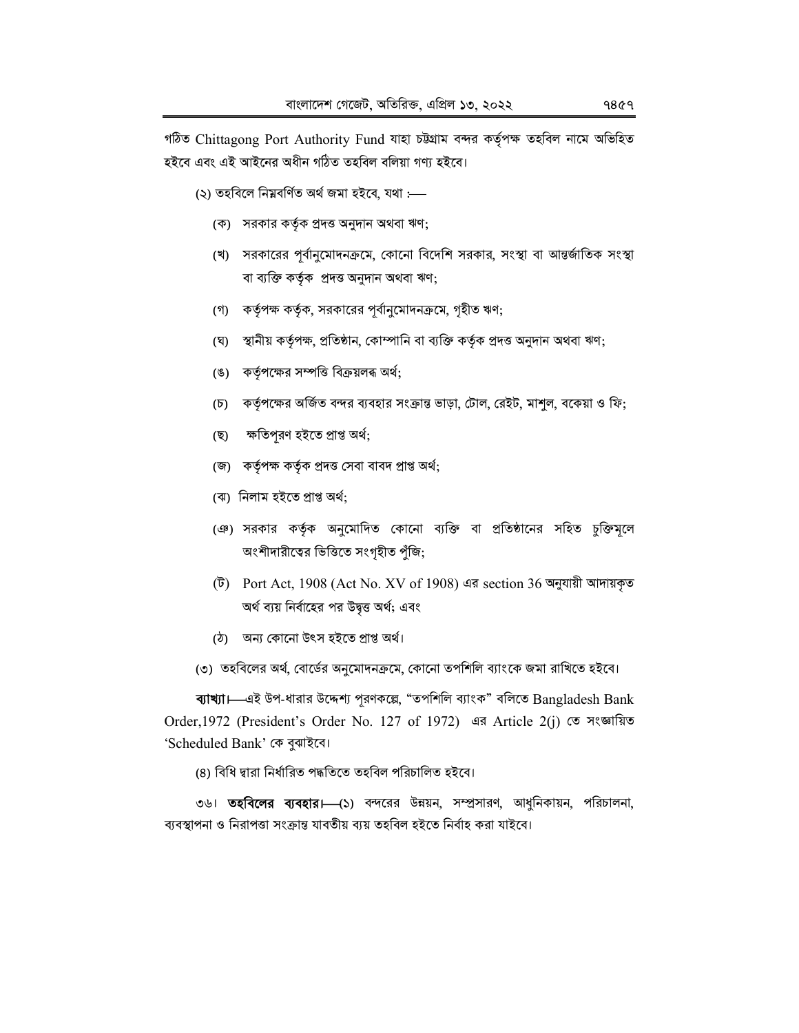গঠিত Chittagong Port Authority Fund যাহা চট্টগ্রাম বন্দর কর্তৃপক্ষ তহবিল নামে অভিহিত হইবে এবং এই আইনের অধীন গঠিত তহবিল বলিয়া গণ্য হইবে।

(২) তহবিলে নিম্নবর্ণিত অর্থ জমা হইবে, যথা :—

(ক) সরকার কর্তৃক প্রদত্ত অনুদান অথবা ঋণ;

(খ) সরকারের পূর্বানুমোদনক্রমে, কোনো বিদেশি সরকার, সংস্থা বা আন্তর্জাতিক সংস্থা বা ব্যক্তি কর্তৃক প্রদত্ত অনুদান অথবা ঋণ;

(গ) কর্তৃপক্ষ কর্তৃক, সরকারের পূর্বানুমোদনক্রমে, গৃহীত ঋণ;

(ঘ) স্থানীয় কর্তৃপক্ষ, প্রতিষ্ঠান, কোম্পানি বা ব্যক্তি কর্তৃক প্রদত্ত অনুদান অথবা ঋণ;

(ঙ) কর্তৃপক্ষের সম্পত্তি বিক্রয়লব্ধ অর্থ;

(চ) কর্তৃপক্ষের অর্জিত বন্দর ব্যবহার সংক্রান্ত ভাড়া, টোল, রেইট, মাশুল, বকেয়া ও ফি;

(ছ) ক্ষতিপূরণ হইতে প্রাপ্ত অর্থ;

(জ) কর্তৃপক্ষ কর্তৃক প্রদত্ত সেবা বাবদ প্রাপ্ত অর্থ;

(ঝ) নিলাম হইতে প্রাপ্ত অর্থ;

(ঞ) সরকার কর্তৃক অনুমোদিত কোনো ব্যক্তি বা প্রতিষ্ঠানের সহিত চুক্তিমূলে অংশীদারীত্বের ভিত্তিতে সংগৃহীত পুঁজি;

(ট) Port Act, 1908 (Act No. XV of 1908) এর section 36 অনুযায়ী আদায়কৃত অর্থ ব্যয় নির্বাহের পর উদ্বৃত্ত অর্থ; এবং

(ঠ) অন্য কোনো উৎস হইতে প্রাপ্ত অর্থ।

(৩) তহবিলের অর্থ, বোর্ডের অনুমোদনক্রমে, কোনো তপশিলি ব্যাংকে জমা রাখিতে হইবে।

**ব্যাখ্যা।**—এই উপ-ধারার উদ্দেশ্য পূরণকল্পে, "তপশিলি ব্যাংক" বলিতে Bangladesh Bank Order,1972 (President's Order No. 127 of 1972) এর Article 2(j) তে সংজ্ঞায়িত 'Scheduled Bank' কে বুঝাইবে।

(৪) বিধি দ্বারা নির্ধারিত পদ্ধতিতে তহবিল পরিচালিত হইবে।

৩৬। **তহবিলের ব্যবহার।**—(১) বন্দরের উন্নয়ন, সম্প্রসারণ, আধুনিকায়ন, পরিচালনা, ব্যবস্থাপনা ও নিরাপত্তা সংক্রান্ত যাবতীয় ব্যয় তহবিল হইতে নির্বাহ করা যাইবে।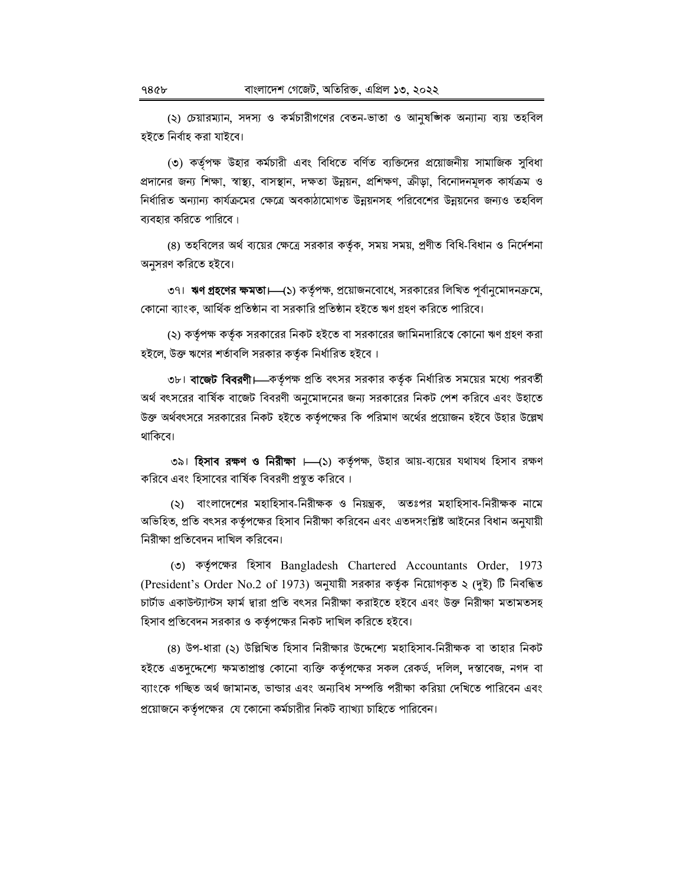(২) চেয়ারম্যান, সদস্য ও কর্মচারীগণের বেতন-ভাতা ও আনুষঙ্গিক অন্যান্য ব্যয় তহবিল হইতে নির্বাহ করা যাইবে।

(৩) কর্তৃপক্ষ উহার কর্মচারী এবং বিধিতে বর্ণিত ব্যক্তিদের প্রয়োজনীয় সামাজিক সুবিধা প্রদানের জন্য শিক্ষা, স্বাস্থ্য, বাসস্থান, দক্ষতা উন্নয়ন, প্রশিক্ষণ, ক্রীড়া, বিনোদনমূলক কার্যক্রম ও নির্ধারিত অন্যান্য কার্যক্রমের ক্ষেত্রে অবকাঠামোগত উন্নয়নসহ পরিবেশের উন্নয়নের জন্যও তহবিল ব্যবহার করিতে পারিবে।

(৪) তহবিলের অর্থ ব্যয়ের ক্ষেত্রে সরকার কর্তৃক, সময় সময়, প্রণীত বিধি-বিধান ও নির্দেশনা অনুসরণ করিতে হইবে।

৩৭। **ঋণ গ্রহণের ক্ষমতা।**—(১) কর্তৃপক্ষ, প্রয়োজনবোধে, সরকারের লিখিত পূর্বানুমোদনক্রমে, কোনো ব্যাংক, আর্থিক প্রতিষ্ঠান বা সরকারি প্রতিষ্ঠান হইতে ঋণ গ্রহণ করিতে পারিবে।

(২) কর্তৃপক্ষ কর্তৃক সরকারের নিকট হইতে বা সরকারের জামিনদারিত্বে কোনো ঋণ গ্রহণ করা হইলে, উক্ত ঋণের শর্তাবলি সরকার কর্তৃক নির্ধারিত হইবে।

৩৮। **বাজেট বিবরণী।**—কর্তৃপক্ষ প্রতি বৎসর সরকার কর্তৃক নির্ধারিত সময়ের মধ্যে পরবর্তী অর্থ বৎসরের বার্ষিক বাজেট বিবরণী অনুমোদনের জন্য সরকারের নিকট পেশ করিবে এবং উহাতে উক্ত অর্থবৎসরে সরকারের নিকট হইতে কর্তৃপক্ষের কি পরিমাণ অর্থের প্রয়োজন হইবে উহার উল্লেখ থাকিবে।

৩৯। **হিসাব রক্ষণ ও নিরীক্ষা।**—(১) কর্তৃপক্ষ, উহার আয়-ব্যয়ের যথাযথ হিসাব রক্ষণ করিবে এবং হিসাবের বার্ষিক বিবরণী প্রস্তুত করিবে।

(২) বাংলাদেশের মহাহিসাব-নিরীক্ষক ও নিয়ন্ত্রক, অতঃপর মহাহিসাব-নিরীক্ষক নামে অভিহিত, প্রতি বৎসর কর্তৃপক্ষের হিসাব নিরীক্ষা করিবেন এবং এতদসংশ্লিষ্ট আইনের বিধান অনুযায়ী নিরীক্ষা প্রতিবেদন দাখিল করিবেন।

(৩) কর্তৃপক্ষের হিসাব Bangladesh Chartered Accountants Order, 1973 (President's Order No.2 of 1973) অনুযায়ী সরকার কর্তৃক নিয়োগকৃত ২ (দুই) টি নিবন্ধিত চার্টার্ড একাউন্ট্যান্টস ফার্ম দ্বারা প্রতি বৎসর নিরীক্ষা করাইতে হইবে এবং উক্ত নিরীক্ষা মতামতসহ হিসাব প্রতিবেদন সরকার ও কর্তৃপক্ষের নিকট দাখিল করিতে হইবে।

(৪) উপ-ধারা (২) উল্লিখিত হিসাব নিরীক্ষার উদ্দেশ্যে মহাহিসাব-নিরীক্ষক বা তাহার নিকট হইতে এতদুদ্দেশ্যে ক্ষমতাপ্রাপ্ত কোনো ব্যক্তি কর্তৃপক্ষের সকল রেকর্ড, দলিল, দস্তাবেজ, নগদ বা ব্যাংকে গচ্ছিত অর্থ জামানত, ভান্ডার এবং অন্যবিধ সম্পত্তি পরীক্ষা করিয়া দেখিতে পারিবেন এবং প্রয়োজনে কর্তৃপক্ষের যে কোনো কর্মচারীর নিকট ব্যাখ্যা চাহিতে পারিবেন।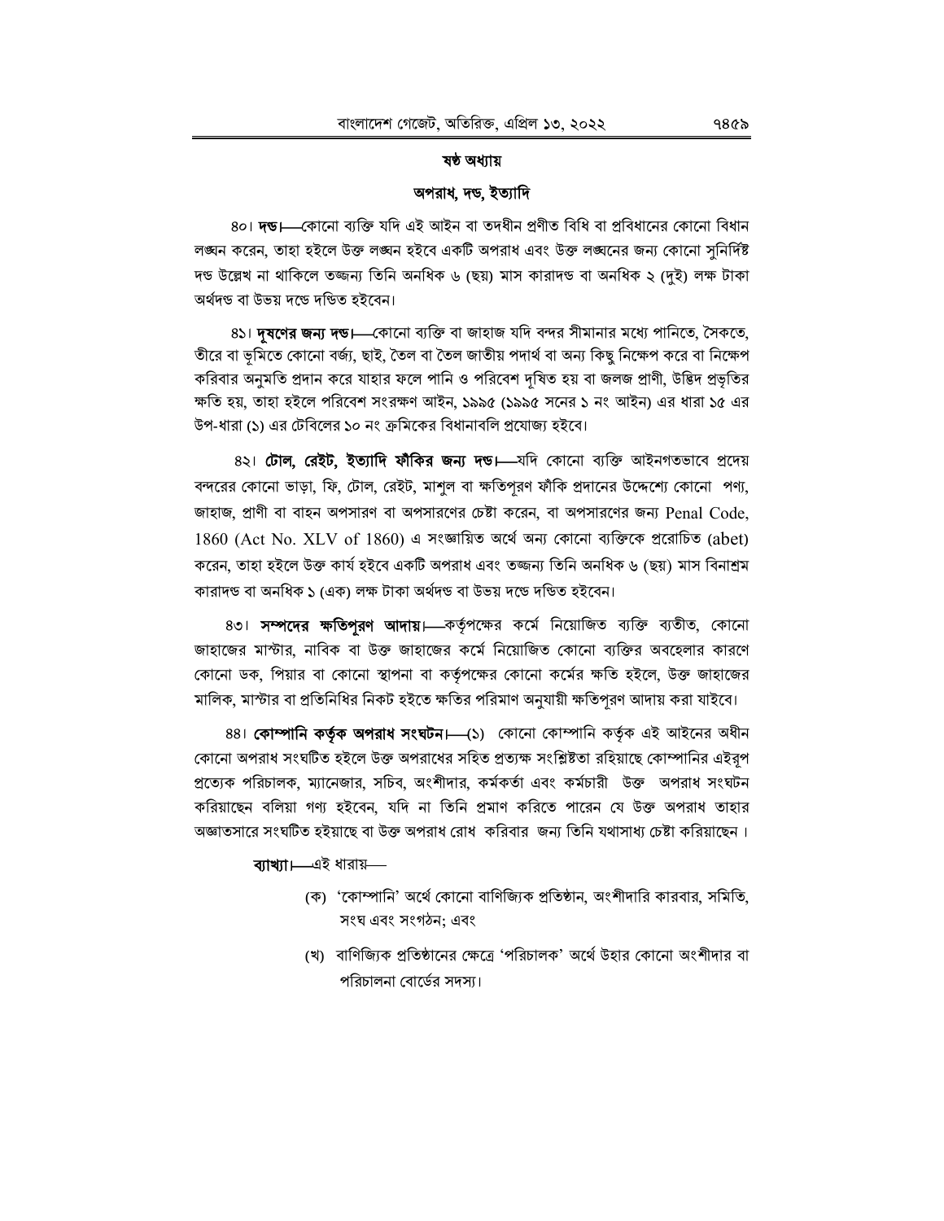## ষষ্ঠ অধ্যায়

## অপরাধ, দণ্ড, ইত্যাদি

৪০। **দণ্ড।**—কোনো ব্যক্তি যদি এই আইন বা তদধীন প্রণীত বিধি বা প্রবিধানের কোনো বিধান লঙ্ঘন করেন, তাহা হইলে উক্ত লঙ্ঘন হইবে একটি অপরাধ এবং উক্ত লঙ্ঘনের জন্য কোনো সুনির্দিষ্ট দণ্ড উল্লেখ না থাকিলে তজ্জন্য তিনি অনধিক ৬ (ছয়) মাস কারাদণ্ড বা অনধিক ২ (দুই) লক্ষ টাকা অর্থদণ্ড বা উভয় দণ্ডে দণ্ডিত হইবেন।

৪১। **দূষণের জন্য দণ্ড।**—কোনো ব্যক্তি বা জাহাজ যদি বন্দর সীমানার মধ্যে পানিতে, সৈকতে, তীরে বা ভূমিতে কোনো বর্জ্য, ছাই, তৈল বা তৈল জাতীয় পদার্থ বা অন্য কিছু নিক্ষেপ করে বা নিক্ষেপ করিবার অনুমতি প্রদান করে যাহার ফলে পানি ও পরিবেশ দূষিত হয় বা জলজ প্রাণী, উদ্ভিদ প্রভৃতির ক্ষতি হয়, তাহা হইলে পরিবেশ সংরক্ষণ আইন, ১৯৯৫ (১৯৯৫ সনের ১ নং আইন) এর ধারা ১৫ এর উপ-ধারা (১) এর টেবিলের ১০ নং ক্রমিকের বিধানাবলি প্রযোজ্য হইবে।

৪২। **টোল, রেইট, ইত্যাদি ফাঁকির জন্য দণ্ড।**—যদি কোনো ব্যক্তি আইনগতভাবে প্রদেয় বন্দরের কোনো ভাড়া, ফি, টোল, রেইট, মাশুল বা ক্ষতিপূরণ ফাঁকি প্রদানের উদ্দেশ্যে কোনো পণ্য, জাহাজ, প্রাণী বা বাহন অপসারণ বা অপসারণের চেষ্টা করেন, বা অপসারণের জন্য Penal Code, 1860 (Act No. XLV of 1860) এ সংজ্ঞায়িত অর্থে অন্য কোনো ব্যক্তিকে প্ররোচিত (abet) করেন, তাহা হইলে উক্ত কার্য হইবে একটি অপরাধ এবং তজ্জন্য তিনি অনধিক ৬ (ছয়) মাস বিনাশ্রম কারাদণ্ড বা অনধিক ১ (এক) লক্ষ টাকা অর্থদণ্ড বা উভয় দণ্ডে দণ্ডিত হইবেন।

৪৩। **সম্পদের ক্ষতিপূরণ আদায়।**—কর্তৃপক্ষের কর্মে নিয়োজিত ব্যক্তি ব্যতীত, কোনো জাহাজের মাস্টার, নাবিক বা উক্ত জাহাজের কর্মে নিয়োজিত কোনো ব্যক্তির অবহেলার কারণে কোনো ডক, পিয়ার বা কোনো স্থাপনা বা কর্তৃপক্ষের কোনো কর্মের ক্ষতি হইলে, উক্ত জাহাজের মালিক, মাস্টার বা প্রতিনিধির নিকট হইতে ক্ষতির পরিমাণ অনুযায়ী ক্ষতিপূরণ আদায় করা যাইবে।

৪৪। **কোম্পানি কর্তৃক অপরাধ সংঘটন।**—(১) কোনো কোম্পানি কর্তৃক এই আইনের অধীন কোনো অপরাধ সংঘটিত হইলে উক্ত অপরাধের সহিত প্রত্যক্ষ সংশ্লিষ্টতা রহিয়াছে কোম্পানির এইরূপ প্রত্যেক পরিচালক, ম্যানেজার, সচিব, অংশীদার, কর্মকর্তা এবং কর্মচারী উক্ত অপরাধ সংঘটন করিয়াছেন বলিয়া গণ্য হইবেন, যদি না তিনি প্রমাণ করিতে পারেন যে উক্ত অপরাধ তাহার অজ্ঞাতসারে সংঘটিত হইয়াছে বা উক্ত অপরাধ রোধ করিবার জন্য তিনি যথাসাধ্য চেষ্টা করিয়াছেন।

**ব্যাখ্যা।**—এই ধারায়—

(ক) 'কোম্পানি' অর্থে কোনো বাণিজ্যিক প্রতিষ্ঠান, অংশীদারি কারবার, সমিতি, সংঘ এবং সংগঠন; এবং

(খ) বাণিজ্যিক প্রতিষ্ঠানের ক্ষেত্রে 'পরিচালক' অর্থে উহার কোনো অংশীদার বা পরিচালনা বোর্ডের সদস্য।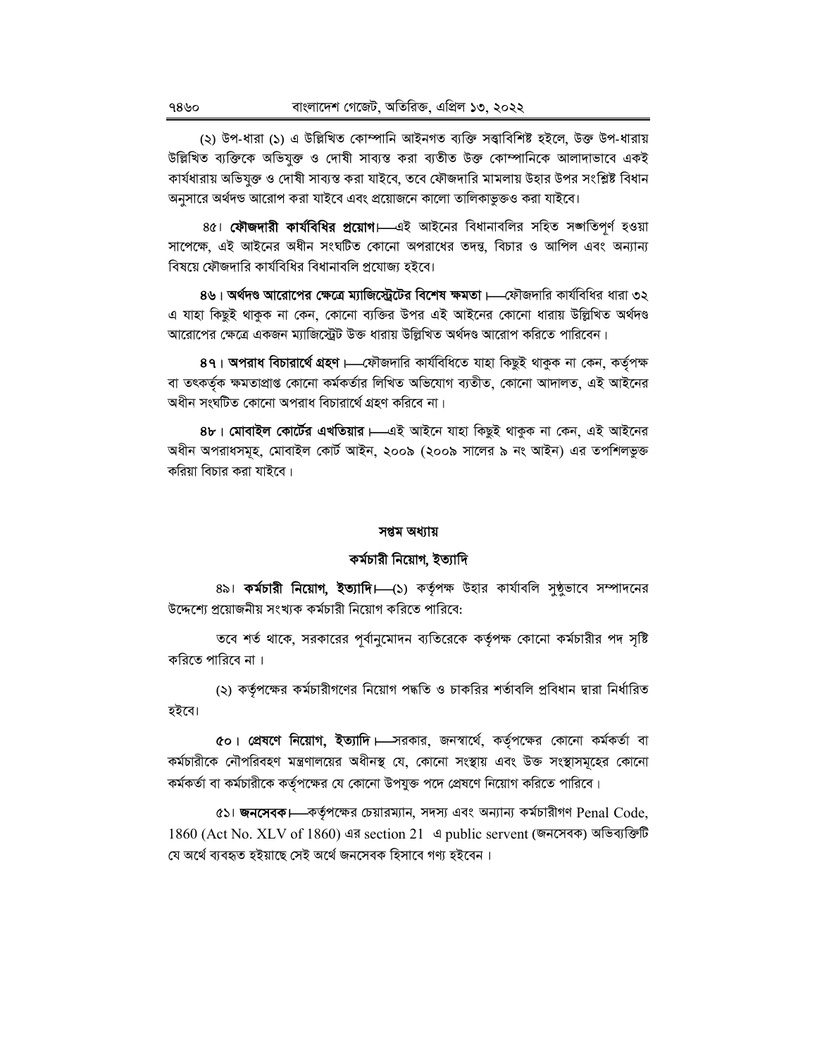(২) উপ-ধারা (১) এ উল্লিখিত কোম্পানি আইনগত ব্যক্তি সত্তাবিশিষ্ট হইলে, উক্ত উপ-ধারায় উল্লিখিত ব্যক্তিকে অভিযুক্ত ও দোষী সাব্যস্ত করা ব্যতীত উক্ত কোম্পানিকে আলাদাভাবে একই কার্যধারায় অভিযুক্ত ও দোষী সাব্যস্ত করা যাইবে, তবে ফৌজদারি মামলায় উহার উপর সংশ্লিষ্ট বিধান অনুসারে অর্থদণ্ড আরোপ করা যাইবে এবং প্রয়োজনে কালো তালিকাভুক্তও করা যাইবে।

৪৫। **ফৌজদারী কার্যবিধির প্রয়োগ।**—এই আইনের বিধানাবলির সহিত সঙ্গতিপূর্ণ হওয়া সাপেক্ষে, এই আইনের অধীন সংঘটিত কোনো অপরাধের তদন্ত, বিচার ও আপিল এবং অন্যান্য বিষয়ে ফৌজদারি কার্যবিধির বিধানাবলি প্রযোজ্য হইবে।

৪৬। **অর্থদণ্ড আরোপের ক্ষেত্রে ম্যাজিস্ট্রেটের বিশেষ ক্ষমতা।**—ফৌজদারি কার্যবিধির ধারা ৩২ এ যাহা কিছুই থাকুক না কেন, কোনো ব্যক্তির উপর এই আইনের কোনো ধারায় উল্লিখিত অর্থদণ্ড আরোপের ক্ষেত্রে একজন ম্যাজিস্ট্রেট উক্ত ধারায় উল্লিখিত অর্থদণ্ড আরোপ করিতে পারিবেন।

৪৭। **অপরাধ বিচারার্থে গ্রহণ।**—ফৌজদারি কার্যবিধিতে যাহা কিছুই থাকুক না কেন, কর্তৃপক্ষ বা তৎকর্তৃক ক্ষমতাপ্রাপ্ত কোনো কর্মকর্তার লিখিত অভিযোগ ব্যতীত, কোনো আদালত, এই আইনের অধীন সংঘটিত কোনো অপরাধ বিচারার্থে গ্রহণ করিবে না।

৪৮। **মোবাইল কোর্টের এখতিয়ার।**—এই আইনে যাহা কিছুই থাকুক না কেন, এই আইনের অধীন অপরাধসমূহ, মোবাইল কোর্ট আইন, ২০০৯ (২০০৯ সালের ৯ নং আইন) এর তপশিলভুক্ত করিয়া বিচার করা যাইবে।

## সপ্তম অধ্যায়

## কর্মচারী নিয়োগ, ইত্যাদি

৪৯। **কর্মচারী নিয়োগ, ইত্যাদি।**—(১) কর্তৃপক্ষ উহার কার্যাবলি সুষ্ঠুভাবে সম্পাদনের উদ্দেশ্যে প্রয়োজনীয় সংখ্যক কর্মচারী নিয়োগ করিতে পারিবে:

তবে শর্ত থাকে, সরকারের পূর্বানুমোদন ব্যতিরেকে কর্তৃপক্ষ কোনো কর্মচারীর পদ সৃষ্টি করিতে পারিবে না।

(২) কর্তৃপক্ষের কর্মচারীগণের নিয়োগ পদ্ধতি ও চাকরির শর্তাবলি প্রবিধান দ্বারা নির্ধারিত হইবে।

৫০। **প্রেষণে নিয়োগ, ইত্যাদি।**—সরকার, জনস্বার্থে, কর্তৃপক্ষের কোনো কর্মকর্তা বা কর্মচারীকে নৌপরিবহণ মন্ত্রণালয়ের অধীনস্থ যে, কোনো সংস্থায় এবং উক্ত সংস্থাসমূহের কোনো কর্মকর্তা বা কর্মচারীকে কর্তৃপক্ষের যে কোনো উপযুক্ত পদে প্রেষণে নিয়োগ করিতে পারিবে।

৫১। **জনসেবক।**—কর্তৃপক্ষের চেয়ারম্যান, সদস্য এবং অন্যান্য কর্মচারীগণ Penal Code, 1860 (Act No. XLV of 1860) এর section 21 এ public servant (জনসেবক) অভিব্যক্তিটি যে অর্থে ব্যবহৃত হইয়াছে সেই অর্থে জনসেবক হিসাবে গণ্য হইবেন।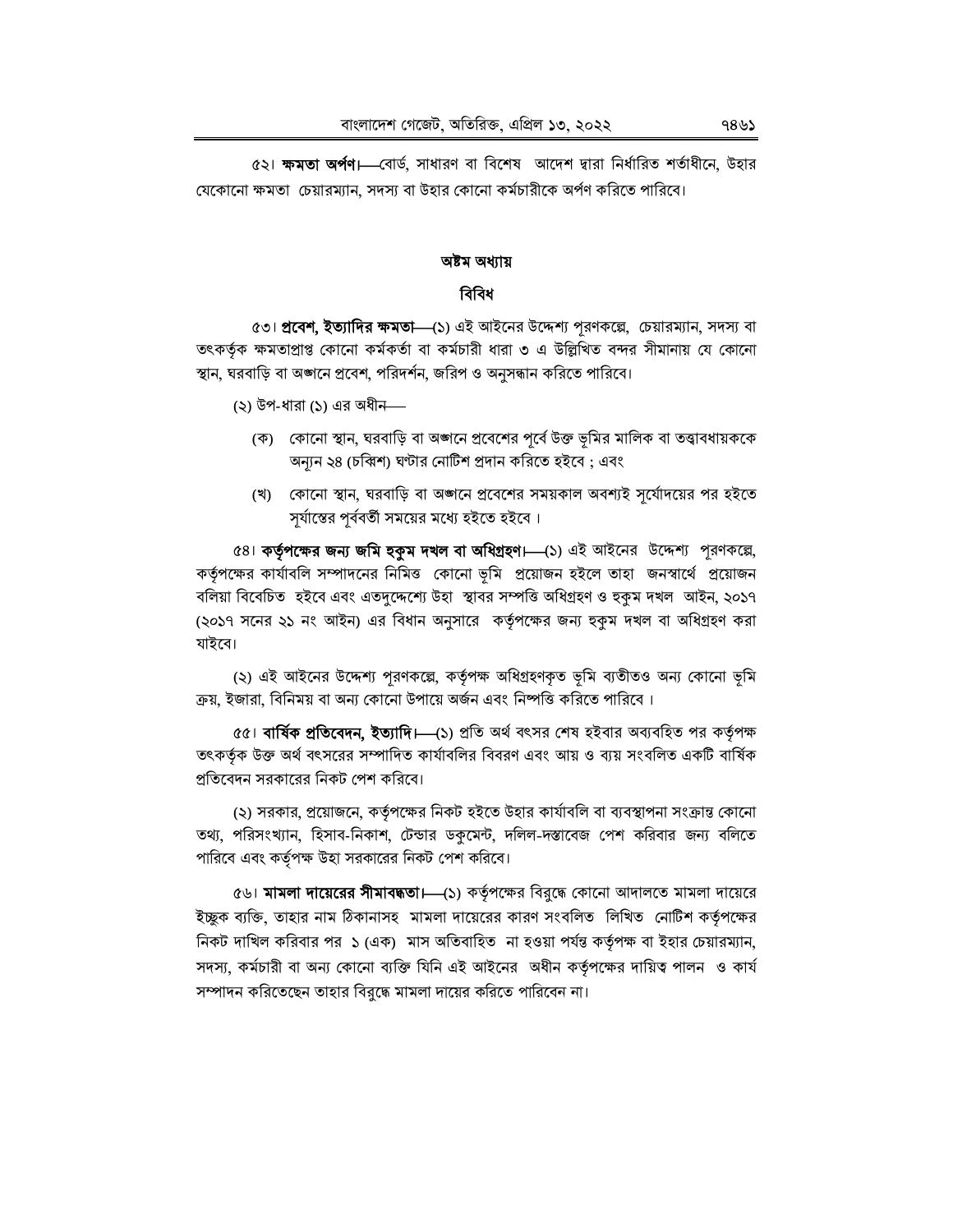৫২। **ক্ষমতা অর্পণ।**—বোর্ড, সাধারণ বা বিশেষ আদেশ দ্বারা নির্ধারিত শর্তাধীনে, উহার যেকোনো ক্ষমতা চেয়ারম্যান, সদস্য বা উহার কোনো কর্মচারীকে অর্পণ করিতে পারিবে।

## অষ্টম অধ্যায়

## বিবিধ

৫৩। **প্রবেশ, ইত্যাদির ক্ষমতা**—(১) এই আইনের উদ্দেশ্য পূরণকল্পে, চেয়ারম্যান, সদস্য বা তৎকর্তৃক ক্ষমতাপ্রাপ্ত কোনো কর্মকর্তা বা কর্মচারী ধারা ৩ এ উল্লিখিত বন্দর সীমানায় যে কোনো স্থান, ঘরবাড়ি বা অঙ্গনে প্রবেশ, পরিদর্শন, জরিপ ও অনুসন্ধান করিতে পারিবে।

(২) উপ-ধারা (১) এর অধীন—

(ক) কোনো স্থান, ঘরবাড়ি বা অঙ্গনে প্রবেশের পূর্বে উক্ত ভূমির মালিক বা তত্ত্বাবধায়ককে অন্যূন ২৪ (চব্বিশ) ঘণ্টার নোটিশ প্রদান করিতে হইবে ; এবং

(খ) কোনো স্থান, ঘরবাড়ি বা অঙ্গনে প্রবেশের সময়কাল অবশ্যই সূর্যোদয়ের পর হইতে সূর্যাস্তের পূর্ববর্তী সময়ের মধ্যে হইতে হইবে ।

৫৪। **কর্তৃপক্ষের জন্য জমি হুকুম দখল বা অধিগ্রহণ।**—(১) এই আইনের উদ্দেশ্য পূরণকল্পে, কর্তৃপক্ষের কার্যাবলি সম্পাদনের নিমিত্ত কোনো ভূমি প্রয়োজন হইলে তাহা জনস্বার্থে প্রয়োজন বলিয়া বিবেচিত হইবে এবং এতদুদ্দেশ্যে উহা স্থাবর সম্পত্তি অধিগ্রহণ ও হুকুম দখল আইন, ২০১৭ (২০১৭ সনের ২১ নং আইন) এর বিধান অনুসারে কর্তৃপক্ষের জন্য হুকুম দখল বা অধিগ্রহণ করা যাইবে।

(২) এই আইনের উদ্দেশ্য পূরণকল্পে, কর্তৃপক্ষ অধিগ্রহণকৃত ভূমি ব্যতীতও অন্য কোনো ভূমি ক্রয়, ইজারা, বিনিময় বা অন্য কোনো উপায়ে অর্জন এবং নিষ্পত্তি করিতে পারিবে ।

৫৫। **বার্ষিক প্রতিবেদন, ইত্যাদি।**—(১) প্রতি অর্থ বৎসর শেষ হইবার অব্যবহিত পর কর্তৃপক্ষ তৎকর্তৃক উক্ত অর্থ বৎসরের সম্পাদিত কার্যাবলির বিবরণ এবং আয় ও ব্যয় সংবলিত একটি বার্ষিক প্রতিবেদন সরকারের নিকট পেশ করিবে।

(২) সরকার, প্রয়োজনে, কর্তৃপক্ষের নিকট হইতে উহার কার্যাবলি বা ব্যবস্থাপনা সংক্রান্ত কোনো তথ্য, পরিসংখ্যান, হিসাব-নিকাশ, টেন্ডার ডকুমেন্ট, দলিল-দস্তাবেজ পেশ করিবার জন্য বলিতে পারিবে এবং কর্তৃপক্ষ উহা সরকারের নিকট পেশ করিবে।

৫৬। **মামলা দায়েরের সীমাবদ্ধতা।**—(১) কর্তৃপক্ষের বিরুদ্ধে কোনো আদালতে মামলা দায়েরে ইচ্ছুক ব্যক্তি, তাহার নাম ঠিকানাসহ মামলা দায়েরের কারণ সংবলিত লিখিত নোটিশ কর্তৃপক্ষের নিকট দাখিল করিবার পর ১ (এক) মাস অতিবাহিত না হওয়া পর্যন্ত কর্তৃপক্ষ বা ইহার চেয়ারম্যান, সদস্য, কর্মচারী বা অন্য কোনো ব্যক্তি যিনি এই আইনের অধীন কর্তৃপক্ষের দায়িত্ব পালন ও কার্য সম্পাদন করিতেছেন তাহার বিরুদ্ধে মামলা দায়ের করিতে পারিবেন না।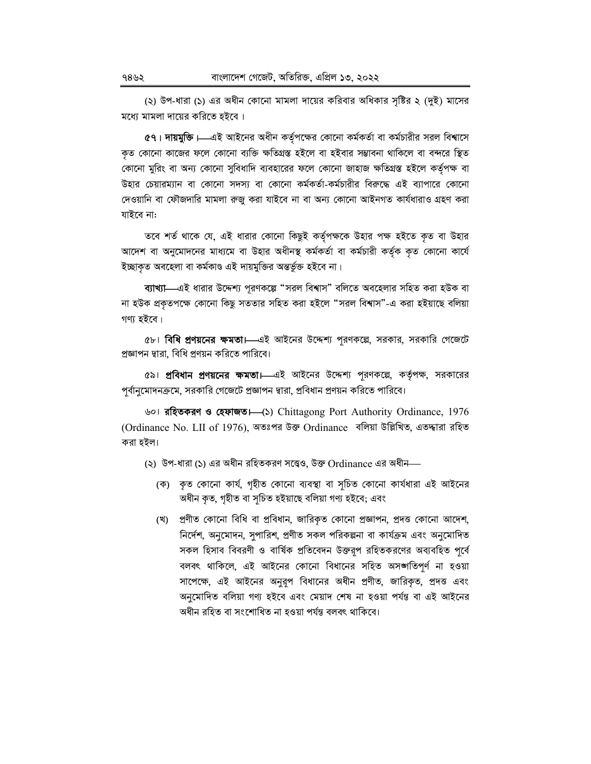(২) উপ-ধারা (১) এর অধীন কোনো মামলা দায়ের করিবার অধিকার সৃষ্টির ২ (দুই) মাসের মধ্যে মামলা দায়ের করিতে হইবে।

**৫৭। দায়মুক্তি।**—এই আইনের অধীন কর্তৃপক্ষের কোনো কর্মকর্তা বা কর্মচারীর সরল বিশ্বাসে কৃত কোনো কাজের ফলে কোনো ব্যক্তি ক্ষতিগ্রস্ত হইলে বা হইবার সম্ভাবনা থাকিলে বা বন্দরে স্থিত কোনো মুরিং বা অন্য কোনো সুবিধাদি ব্যবহারের ফলে কোনো জাহাজ ক্ষতিগ্রস্ত হইলে কর্তৃপক্ষ বা উহার চেয়ারম্যান বা কোনো সদস্য বা কোনো কর্মকর্তা-কর্মচারীর বিরুদ্ধে এই ব্যাপারে কোনো দেওয়ানি বা ফৌজদারি মামলা রুজু করা যাইবে না বা অন্য কোনো আইনগত কার্যধারাও গ্রহণ করা যাইবে না:

তবে শর্ত থাকে যে, এই ধারার কোনো কিছুই কর্তৃপক্ষকে উহার পক্ষ হইতে কৃত বা উহার আদেশ বা অনুমোদনের মাধ্যমে বা উহার অধীনস্থ কর্মকর্তা বা কর্মচারী কর্তৃক কৃত কোনো কার্যে ইচ্ছাকৃত অবহেলা বা কর্মকাণ্ড এই দায়মুক্তির অন্তর্ভুক্ত হইবে না।

**ব্যাখ্যা**—এই ধারার উদ্দেশ্য পূরণকল্পে "সরল বিশ্বাস" বলিতে অবহেলার সহিত করা হউক বা না হউক প্রকৃতপক্ষে কোনো কিছু সততার সহিত করা হইলে "সরল বিশ্বাস"-এ করা হইয়াছে বলিয়া গণ্য হইবে।

৫৮। **বিধি প্রণয়নের ক্ষমতা।**—এই আইনের উদ্দেশ্য পূরণকল্পে, সরকার, সরকারি গেজেটে প্রজ্ঞাপন দ্বারা, বিধি প্রণয়ন করিতে পারিবে।

৫৯। **প্রবিধান প্রণয়নের ক্ষমতা।**—এই আইনের উদ্দেশ্য পূরণকল্পে, কর্তৃপক্ষ, সরকারের পূর্বানুমোদনক্রমে, সরকারি গেজেটে প্রজ্ঞাপন দ্বারা, প্রবিধান প্রণয়ন করিতে পারিবে।

৬০। **রহিতকরণ ও হেফাজত।**—(১) Chittagong Port Authority Ordinance, 1976 (Ordinance No. LII of 1976), অতঃপর উক্ত Ordinance বলিয়া উল্লিখিত, এতদ্দ্বারা রহিত করা হইল।

(২) উপ-ধারা (১) এর অধীন রহিতকরণ সত্ত্বেও, উক্ত Ordinance এর অধীন—

(ক) কৃত কোনো কার্য, গৃহীত কোনো ব্যবস্থা বা সূচিত কোনো কার্যধারা এই আইনের অধীন কৃত, গৃহীত বা সূচিত হইয়াছে বলিয়া গণ্য হইবে; এবং

(খ) প্রণীত কোনো বিধি বা প্রবিধান, জারিকৃত কোনো প্রজ্ঞাপন, প্রদত্ত কোনো আদেশ, নির্দেশ, অনুমোদন, সুপারিশ, প্রণীত সকল পরিকল্পনা বা কার্যক্রম এবং অনুমোদিত সকল হিসাব বিবরণী ও বার্ষিক প্রতিবেদন উক্তরূপ রহিতকরণের অব্যবহিত পূর্বে বলবৎ থাকিলে, এই আইনের কোনো বিধানের সহিত অসঙ্গতিপূর্ণ না হওয়া সাপেক্ষে, এই আইনের অনুরূপ বিধানের অধীন প্রণীত, জারিকৃত, প্রদত্ত এবং অনুমোদিত বলিয়া গণ্য হইবে এবং মেয়াদ শেষ না হওয়া পর্যন্ত বা এই আইনের অধীন রহিত বা সংশোধিত না হওয়া পর্যন্ত বলবৎ থাকিবে।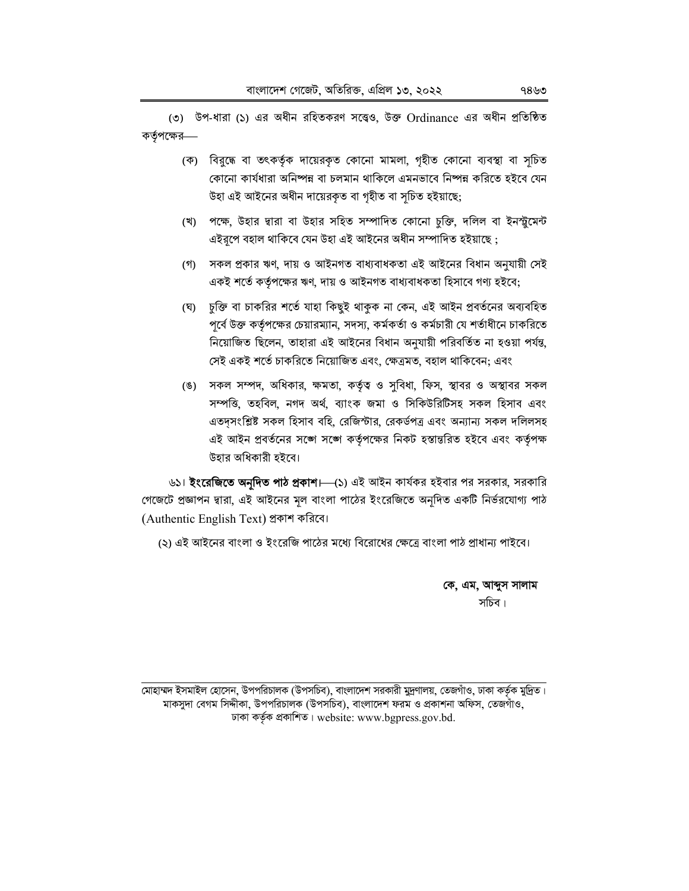(৩) উপ-ধারা (১) এর অধীন রহিতকরণ সত্ত্বেও, উক্ত Ordinance এর অধীন প্রতিষ্ঠিত কর্তৃপক্ষের—

(ক) বিরুদ্ধে বা তৎকর্তৃক দায়েরকৃত কোনো মামলা, গৃহীত কোনো ব্যবস্থা বা সূচিত কোনো কার্যধারা অনিষ্পন্ন বা চলমান থাকিলে এমনভাবে নিষ্পন্ন করিতে হইবে যেন উহা এই আইনের অধীন দায়েরকৃত বা গৃহীত বা সূচিত হইয়াছে;

(খ) পক্ষে, উহার দ্বারা বা উহার সহিত সম্পাদিত কোনো চুক্তি, দলিল বা ইনস্ট্রুমেন্ট এইরূপে বহাল থাকিবে যেন উহা এই আইনের অধীন সম্পাদিত হইয়াছে ;

(গ) সকল প্রকার ঋণ, দায় ও আইনগত বাধ্যবাধকতা এই আইনের বিধান অনুযায়ী সেই একই শর্তে কর্তৃপক্ষের ঋণ, দায় ও আইনগত বাধ্যবাধকতা হিসাবে গণ্য হইবে;

(ঘ) চুক্তি বা চাকরির শর্তে যাহা কিছুই থাকুক না কেন, এই আইন প্রবর্তনের অব্যবহিত পূর্বে উক্ত কর্তৃপক্ষের চেয়ারম্যান, সদস্য, কর্মকর্তা ও কর্মচারী যে শর্তাধীনে চাকরিতে নিয়োজিত ছিলেন, তাহারা এই আইনের বিধান অনুযায়ী পরিবর্তিত না হওয়া পর্যন্ত, সেই একই শর্তে চাকরিতে নিয়োজিত এবং, ক্ষেত্রমত, বহাল থাকিবেন; এবং

(ঙ) সকল সম্পদ, অধিকার, ক্ষমতা, কর্তৃত্ব ও সুবিধা, ফিস, স্থাবর ও অস্থাবর সকল সম্পত্তি, তহবিল, নগদ অর্থ, ব্যাংক জমা ও সিকিউরিটিসহ সকল হিসাব এবং এতদ্‌সংশ্লিষ্ট সকল হিসাব বহি, রেজিস্টার, রেকর্ডপত্র এবং অন্যান্য সকল দলিলসহ এই আইন প্রবর্তনের সঙ্গে সঙ্গে কর্তৃপক্ষের নিকট হস্তান্তরিত হইবে এবং কর্তৃপক্ষ উহার অধিকারী হইবে।

৬১। **ইংরেজিতে অনূদিত পাঠ প্রকাশ।**—(১) এই আইন কার্যকর হইবার পর সরকার, সরকারি গেজেটে প্রজ্ঞাপন দ্বারা, এই আইনের মূল বাংলা পাঠের ইংরেজিতে অনূদিত একটি নির্ভরযোগ্য পাঠ (Authentic English Text) প্রকাশ করিবে।

(২) এই আইনের বাংলা ও ইংরেজি পাঠের মধ্যে বিরোধের ক্ষেত্রে বাংলা পাঠ প্রাধান্য পাইবে।

**কে, এম, আব্দুস সালাম**
সচিব।

মোহাম্মদ ইসমাইল হোসেন, উপপরিচালক (উপসচিব), বাংলাদেশ সরকারী মুদ্রণালয়, তেজগাঁও, ঢাকা কর্তৃক মুদ্রিত। মাকসুদা বেগম সিদ্দীকা, উপপরিচালক (উপসচিব), বাংলাদেশ ফরম ও প্রকাশনা অফিস, তেজগাঁও, ঢাকা কর্তৃক প্রকাশিত। website: www.bgpress.gov.bd.